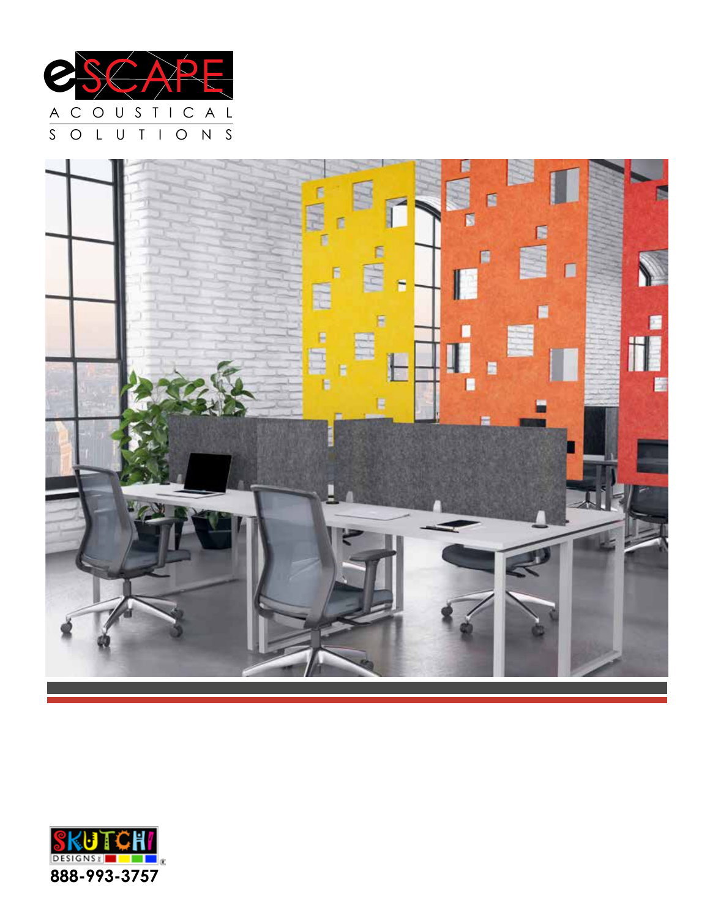# eSCAPE

ACOUSTICAL SOLUTIONS

SKUTCHI DESIGNS

888-993-3757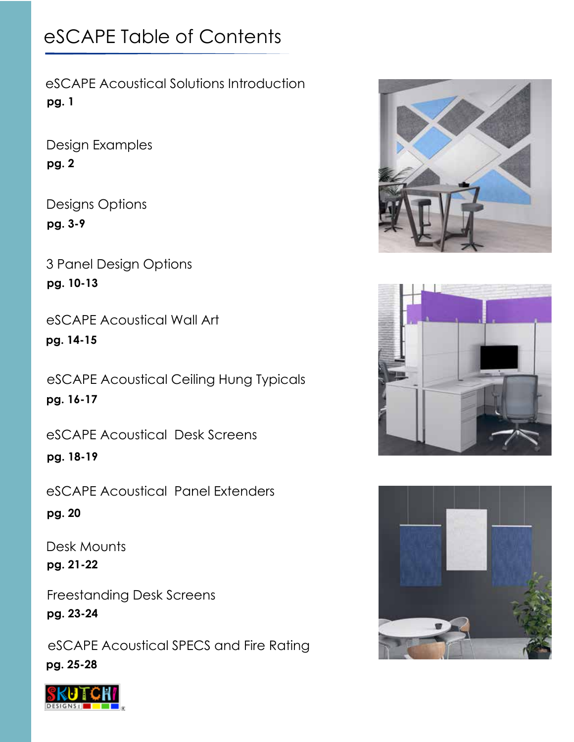# eSCAPE Table of Contents

eSCAPE Acoustical Solutions Introduction
**pg. 1**

Design Examples
**pg. 2**

Designs Options
**pg. 3-9**

3 Panel Design Options
**pg. 10-13**

eSCAPE Acoustical Wall Art
**pg. 14-15**

eSCAPE Acoustical Ceiling Hung Typicals
**pg. 16-17**

eSCAPE Acoustical Desk Screens
**pg. 18-19**

eSCAPE Acoustical Panel Extenders
**pg. 20**

Desk Mounts
**pg. 21-22**

Freestanding Desk Screens
**pg. 23-24**

eSCAPE Acoustical SPECS and Fire Rating
**pg. 25-28**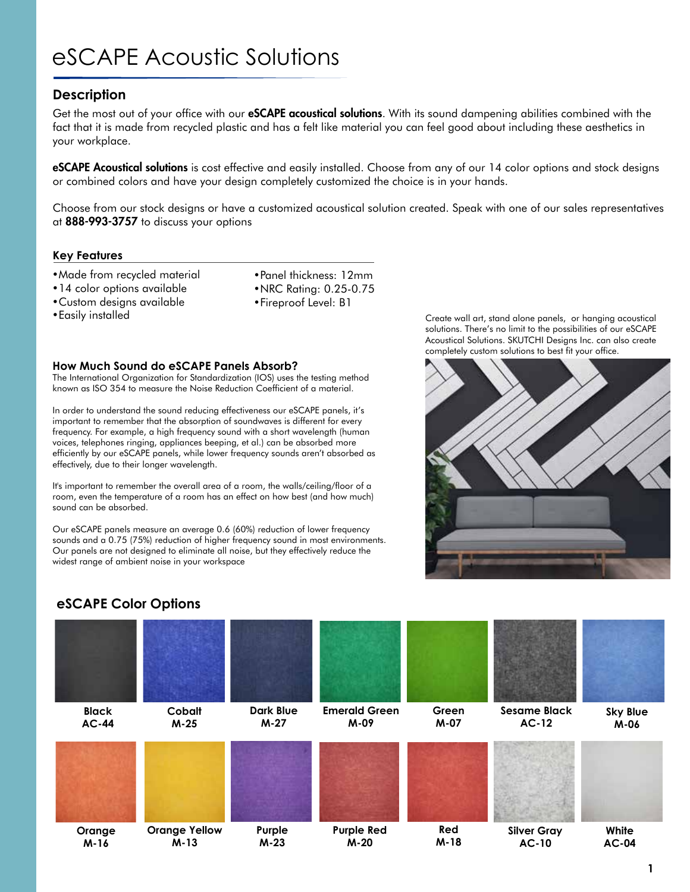# eSCAPE Acoustic Solutions

## Description

Get the most out of your office with our **eSCAPE acoustical solutions**. With its sound dampening abilities combined with the fact that it is made from recycled plastic and has a felt like material you can feel good about including these aesthetics in your workplace.

**eSCAPE Acoustical solutions** is cost effective and easily installed. Choose from any of our 14 color options and stock designs or combined colors and have your design completely customized the choice is in your hands.

Choose from our stock designs or have a customized acoustical solution created. Speak with one of our sales representatives at **888-993-3757** to discuss your options

### Key Features

- Made from recycled material
- 14 color options available
- Custom designs available
- Easily installed
- Panel thickness: 12mm
- NRC Rating: 0.25-0.75
- Fireproof Level: B1

Create wall art, stand alone panels, or hanging acoustical solutions. There's no limit to the possibilities of our eSCAPE Acoustical Solutions. SKUTCHI Designs Inc. can also create completely custom solutions to best fit your office.

### How Much Sound do eSCAPE Panels Absorb?

The International Organization for Standardization (IOS) uses the testing method known as ISO 354 to measure the Noise Reduction Coefficient of a material.

In order to understand the sound reducing effectiveness our eSCAPE panels, it's important to remember that the absorption of soundwaves is different for every frequency. For example, a high frequency sound with a short wavelength (human voices, telephones ringing, appliances beeping, et al.) can be absorbed more efficiently by our eSCAPE panels, while lower frequency sounds aren't absorbed as effectively, due to their longer wavelength.

It's important to remember the overall area of a room, the walls/ceiling/floor of a room, even the temperature of a room has an effect on how best (and how much) sound can be absorbed.

Our eSCAPE panels measure an average 0.6 (60%) reduction of lower frequency sounds and a 0.75 (75%) reduction of higher frequency sound in most environments. Our panels are not designed to eliminate all noise, but they effectively reduce the widest range of ambient noise in your workspace

## eSCAPE Color Options

| Black AC-44 | Cobalt M-25 | Dark Blue M-27 | Emerald Green M-09 | Green M-07 | Sesame Black AC-12 | Sky Blue M-06 |
|---|---|---|---|---|---|---|
| **Orange M-16** | **Orange Yellow M-13** | **Purple M-23** | **Purple Red M-20** | **Red M-18** | **Silver Gray AC-10** | **White AC-04** |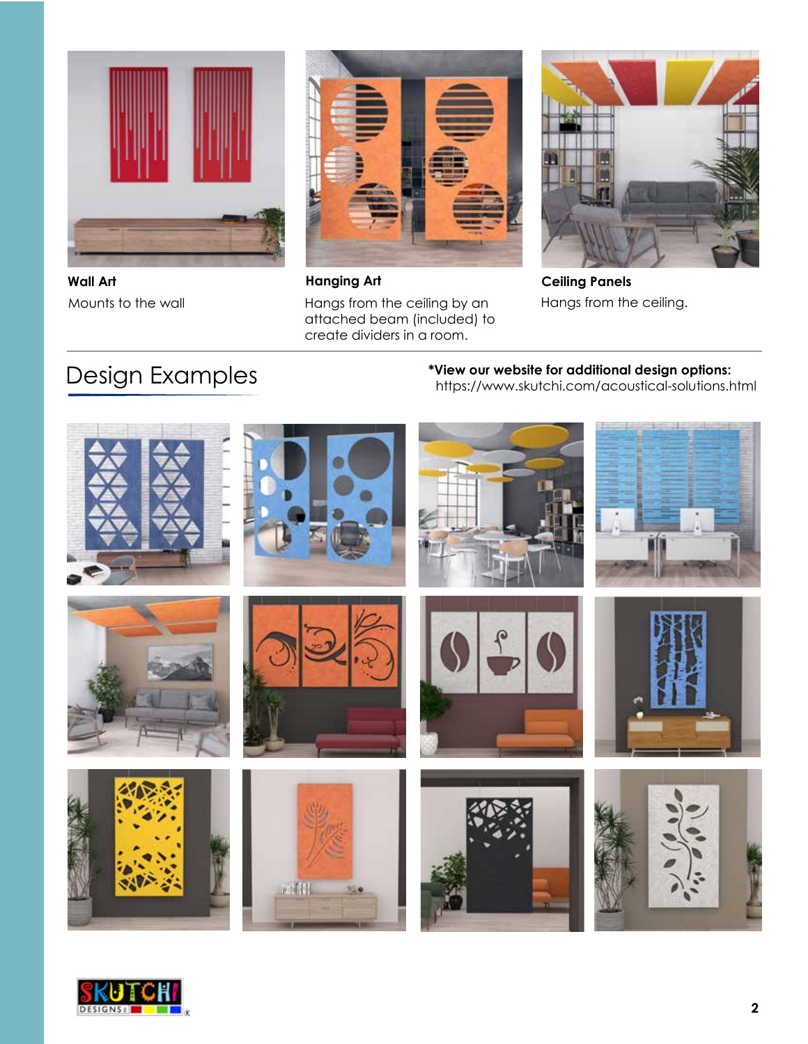**Wall Art**

Mounts to the wall

**Hanging Art**

Hangs from the ceiling by an attached beam (included) to create dividers in a room.

**Ceiling Panels**

Hangs from the ceiling.

## Design Examples

***View our website for additional design options:**
https://www.skutchi.com/acoustical-solutions.html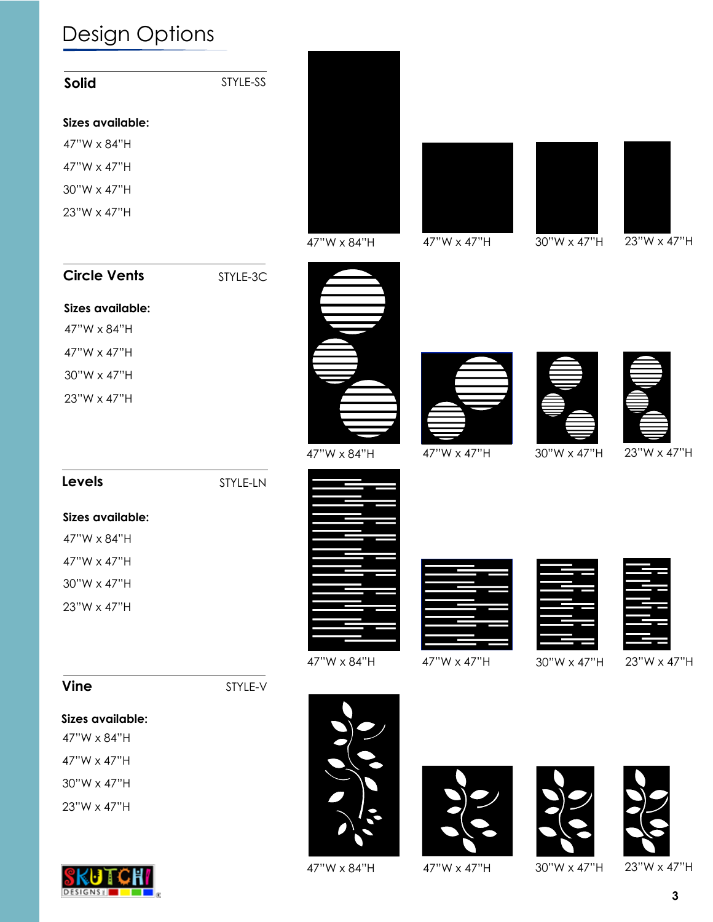# Design Options

## Solid

STYLE-SS

**Sizes available:**

47"W x 84"H

47"W x 47"H

30"W x 47"H

23"W x 47"H

47"W x 84"H | 47"W x 47"H | 30"W x 47"H | 23"W x 47"H

## Circle Vents

STYLE-3C

**Sizes available:**

47"W x 84"H

47"W x 47"H

30"W x 47"H

23"W x 47"H

47"W x 84"H | 47"W x 47"H | 30"W x 47"H | 23"W x 47"H

## Levels

STYLE-LN

**Sizes available:**

47"W x 84"H

47"W x 47"H

30"W x 47"H

23"W x 47"H

47"W x 84"H | 47"W x 47"H | 30"W x 47"H | 23"W x 47"H

## Vine

STYLE-V

**Sizes available:**

47"W x 84"H

47"W x 47"H

30"W x 47"H

23"W x 47"H

47"W x 84"H | 47"W x 47"H | 30"W x 47"H | 23"W x 47"H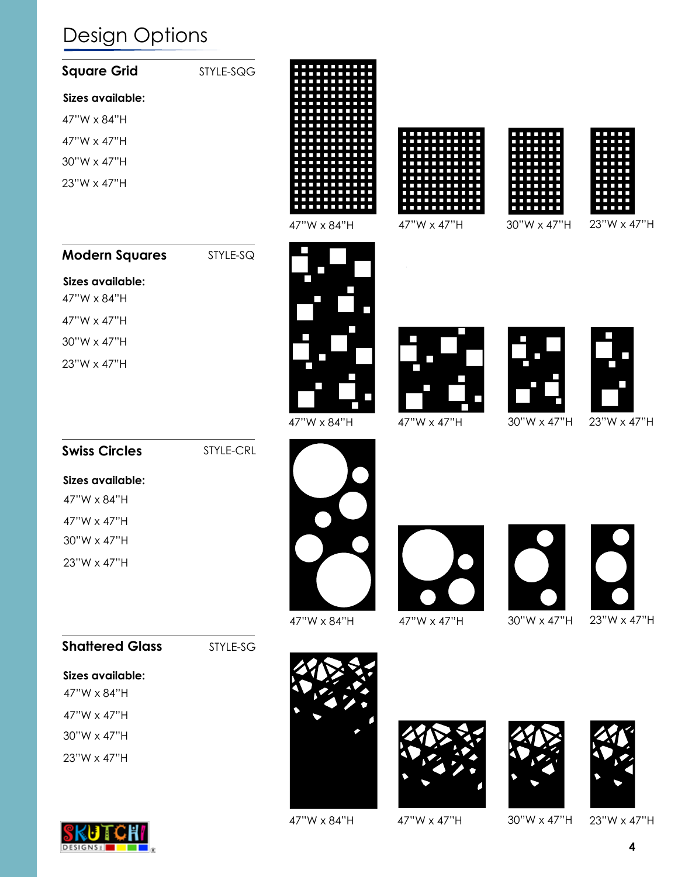# Design Options

## Square Grid

STYLE-SQG

**Sizes available:**

47"W x 84"H

47"W x 47"H

30"W x 47"H

23"W x 47"H

47"W x 84"H | 47"W x 47"H | 30"W x 47"H | 23"W x 47"H

## Modern Squares

STYLE-SQ

**Sizes available:**

47"W x 84"H

47"W x 47"H

30"W x 47"H

23"W x 47"H

47"W x 84"H | 47"W x 47"H | 30"W x 47"H | 23"W x 47"H

## Swiss Circles

STYLE-CRL

**Sizes available:**

47"W x 84"H

47"W x 47"H

30"W x 47"H

23"W x 47"H

47"W x 84"H | 47"W x 47"H | 30"W x 47"H | 23"W x 47"H

## Shattered Glass

STYLE-SG

**Sizes available:**

47"W x 84"H

47"W x 47"H

30"W x 47"H

23"W x 47"H

47"W x 84"H | 47"W x 47"H | 30"W x 47"H | 23"W x 47"H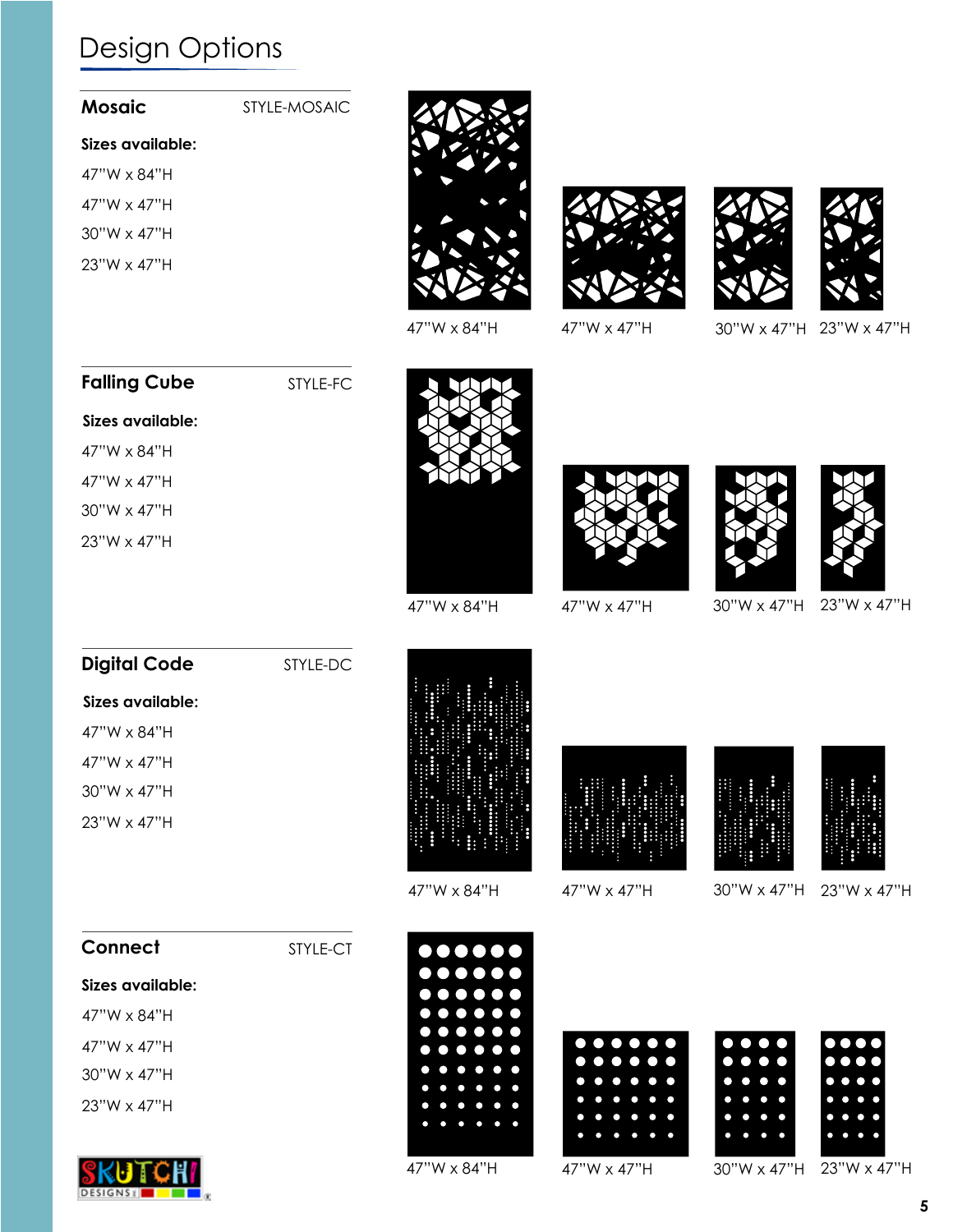# Design Options

## Mosaic

STYLE-MOSAIC

**Sizes available:**

47"W x 84"H

47"W x 47"H

30"W x 47"H

23"W x 47"H

47"W x 84"H   47"W x 47"H   30"W x 47"H   23"W x 47"H

## Falling Cube

STYLE-FC

**Sizes available:**

47"W x 84"H

47"W x 47"H

30"W x 47"H

23"W x 47"H

47"W x 84"H   47"W x 47"H   30"W x 47"H   23"W x 47"H

## Digital Code

STYLE-DC

**Sizes available:**

47"W x 84"H

47"W x 47"H

30"W x 47"H

23"W x 47"H

47"W x 84"H   47"W x 47"H   30"W x 47"H   23"W x 47"H

## Connect

STYLE-CT

**Sizes available:**

47"W x 84"H

47"W x 47"H

30"W x 47"H

23"W x 47"H

47"W x 84"H   47"W x 47"H   30"W x 47"H   23"W x 47"H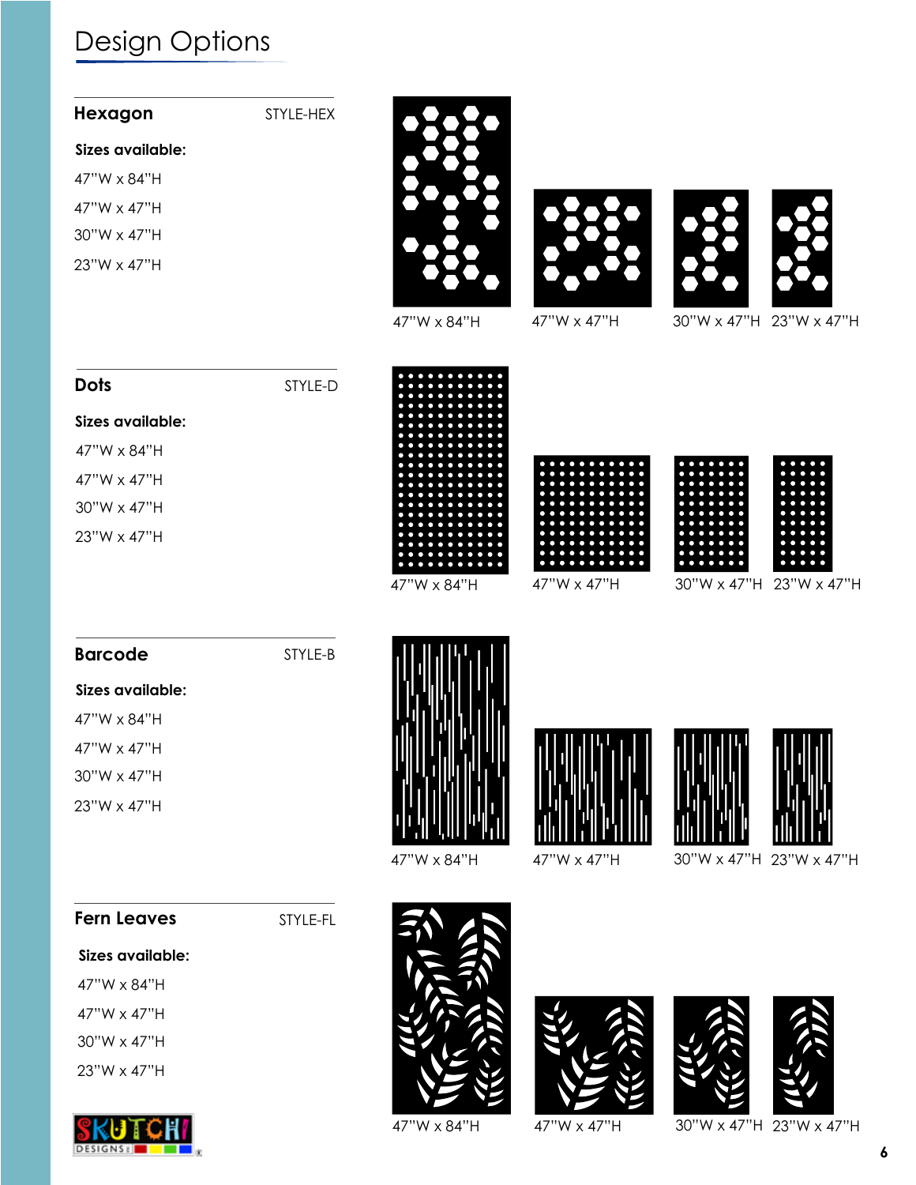# Design Options

## Hexagon

STYLE-HEX

**Sizes available:**

47"W x 84"H

47"W x 47"H

30"W x 47"H

23"W x 47"H

47"W x 84"H 47"W x 47"H 30"W x 47"H 23"W x 47"H

## Dots

STYLE-D

**Sizes available:**

47"W x 84"H

47"W x 47"H

30"W x 47"H

23"W x 47"H

47"W x 84"H 47"W x 47"H 30"W x 47"H 23"W x 47"H

## Barcode

STYLE-B

**Sizes available:**

47"W x 84"H

47"W x 47"H

30"W x 47"H

23"W x 47"H

47"W x 84"H 47"W x 47"H 30"W x 47"H 23"W x 47"H

## Fern Leaves

STYLE-FL

**Sizes available:**

47"W x 84"H

47"W x 47"H

30"W x 47"H

23"W x 47"H

47"W x 84"H 47"W x 47"H 30"W x 47"H 23"W x 47"H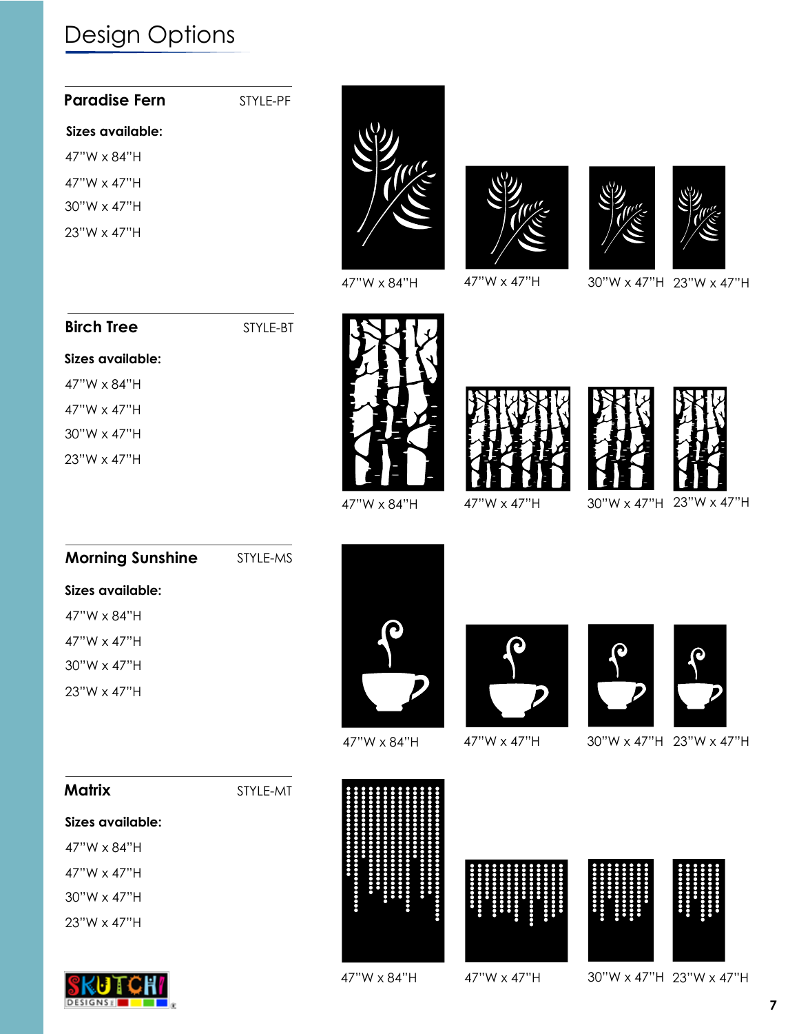# Design Options

## Paradise Fern

STYLE-PF

**Sizes available:**

47"W x 84"H

47"W x 47"H

30"W x 47"H

23"W x 47"H

47"W x 84"H    47"W x 47"H    30"W x 47"H    23"W x 47"H

## Birch Tree

STYLE-BT

**Sizes available:**

47"W x 84"H

47"W x 47"H

30"W x 47"H

23"W x 47"H

47"W x 84"H    47"W x 47"H    30"W x 47"H    23"W x 47"H

## Morning Sunshine

STYLE-MS

**Sizes available:**

47"W x 84"H

47"W x 47"H

30"W x 47"H

23"W x 47"H

47"W x 84"H    47"W x 47"H    30"W x 47"H    23"W x 47"H

## Matrix

STYLE-MT

**Sizes available:**

47"W x 84"H

47"W x 47"H

30"W x 47"H

23"W x 47"H

47"W x 84"H    47"W x 47"H    30"W x 47"H    23"W x 47"H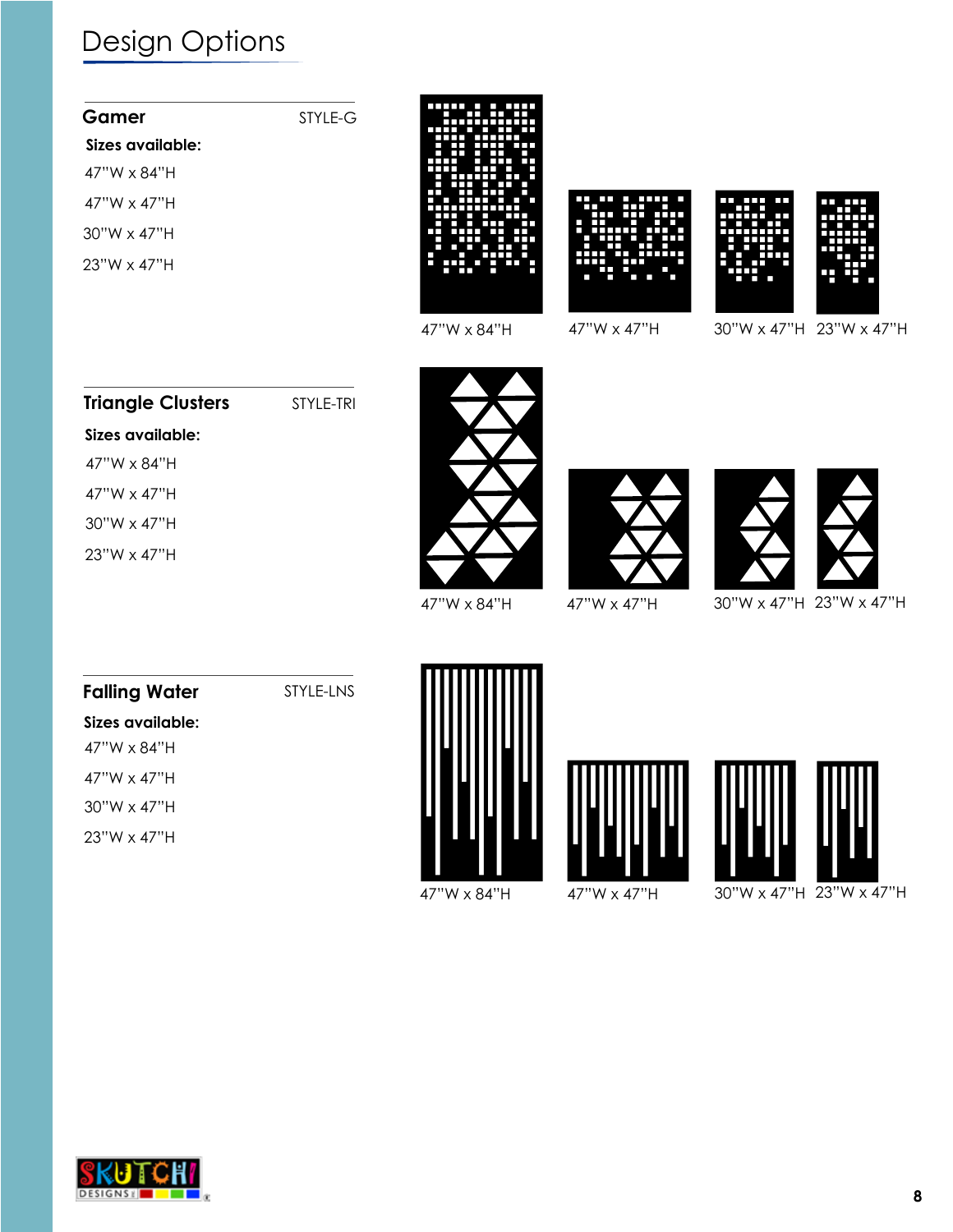# Design Options

## Gamer

STYLE-G

**Sizes available:**

47"W x 84"H

47"W x 47"H

30"W x 47"H

23"W x 47"H

47"W x 84"H    47"W x 47"H    30"W x 47"H    23"W x 47"H

## Triangle Clusters

STYLE-TRI

**Sizes available:**

47"W x 84"H

47"W x 47"H

30"W x 47"H

23"W x 47"H

47"W x 84"H    47"W x 47"H    30"W x 47"H    23"W x 47"H

## Falling Water

STYLE-LNS

**Sizes available:**

47"W x 84"H

47"W x 47"H

30"W x 47"H

23"W x 47"H

47"W x 84"H    47"W x 47"H    30"W x 47"H    23"W x 47"H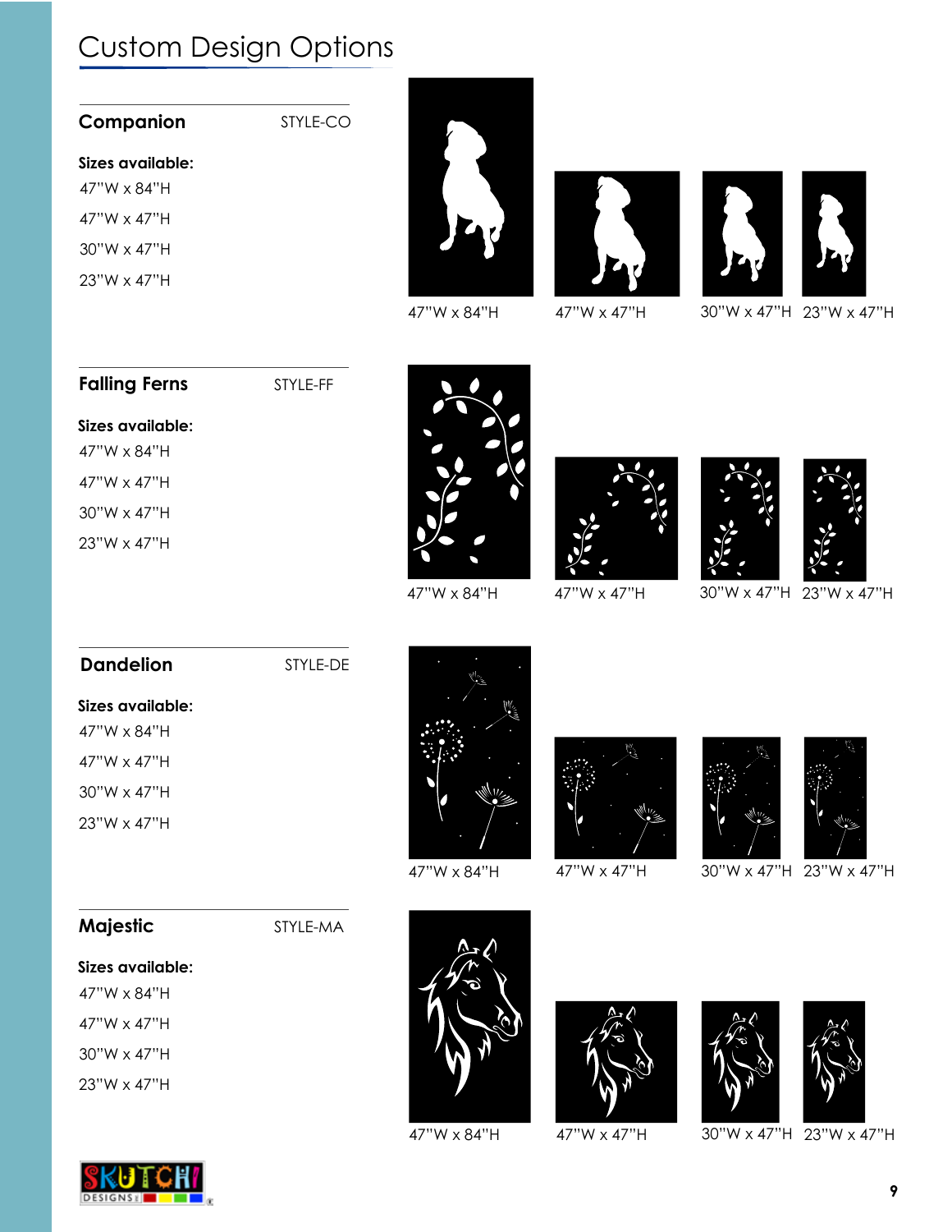# Custom Design Options

## Companion

STYLE-CO

**Sizes available:**

47"W x 84"H

47"W x 47"H

30"W x 47"H

23"W x 47"H

47"W x 84"H 47"W x 47"H 30"W x 47"H 23"W x 47"H

## Falling Ferns

STYLE-FF

**Sizes available:**

47"W x 84"H

47"W x 47"H

30"W x 47"H

23"W x 47"H

47"W x 84"H 47"W x 47"H 30"W x 47"H 23"W x 47"H

## Dandelion

STYLE-DE

**Sizes available:**

47"W x 84"H

47"W x 47"H

30"W x 47"H

23"W x 47"H

47"W x 84"H 47"W x 47"H 30"W x 47"H 23"W x 47"H

## Majestic

STYLE-MA

**Sizes available:**

47"W x 84"H

47"W x 47"H

30"W x 47"H

23"W x 47"H

47"W x 84"H 47"W x 47"H 30"W x 47"H 23"W x 47"H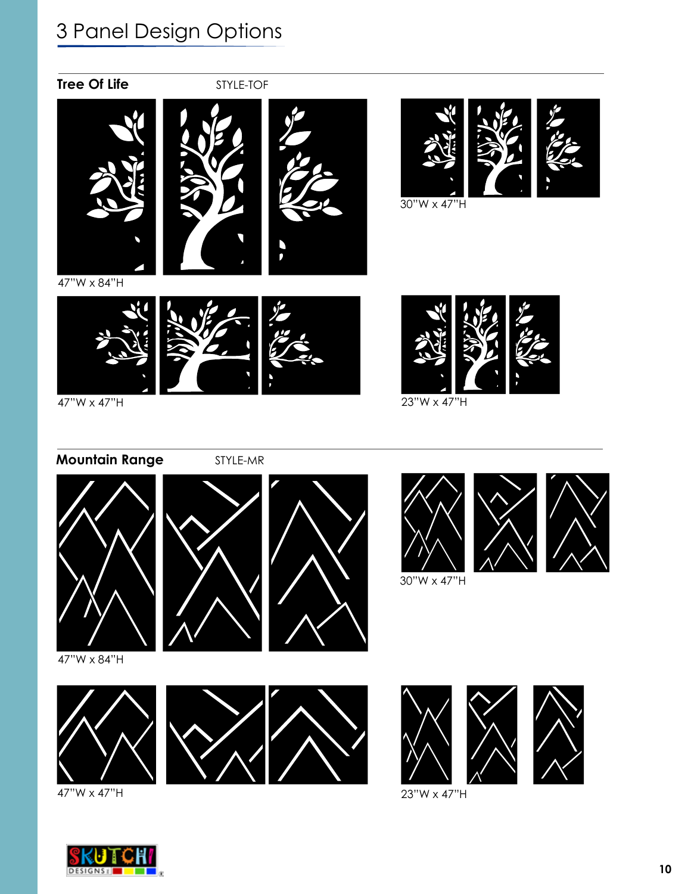# 3 Panel Design Options

**Tree Of Life** STYLE-TOF

47"W x 84"H

30"W x 47"H

47"W x 47"H

23"W x 47"H

**Mountain Range** STYLE-MR

47"W x 84"H

30"W x 47"H

47"W x 47"H

23"W x 47"H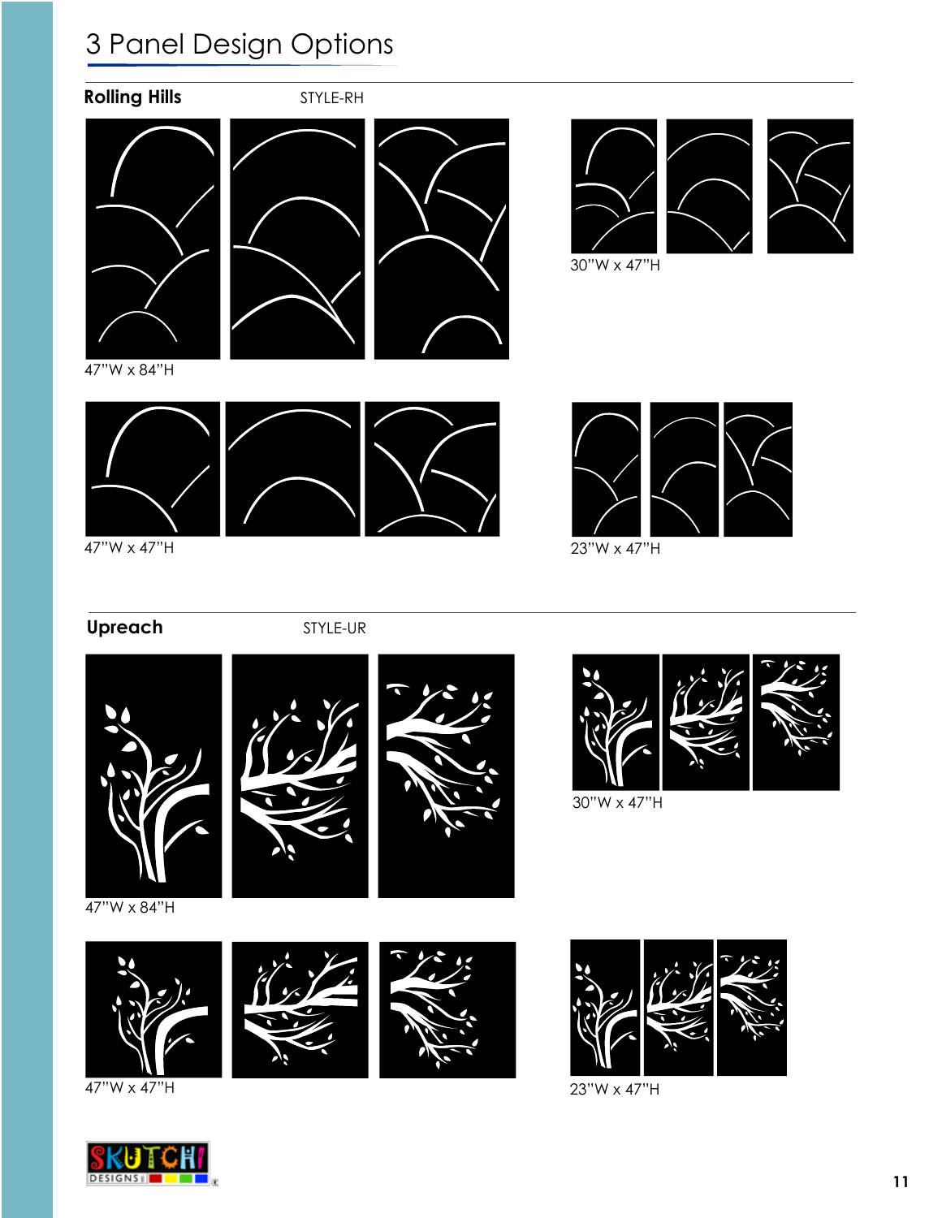# 3 Panel Design Options

## Rolling Hills

STYLE-RH

47"W x 84"H

30"W x 47"H

47"W x 47"H

23"W x 47"H

## Upreach

STYLE-UR

47"W x 84"H

30"W x 47"H

47"W x 47"H

23"W x 47"H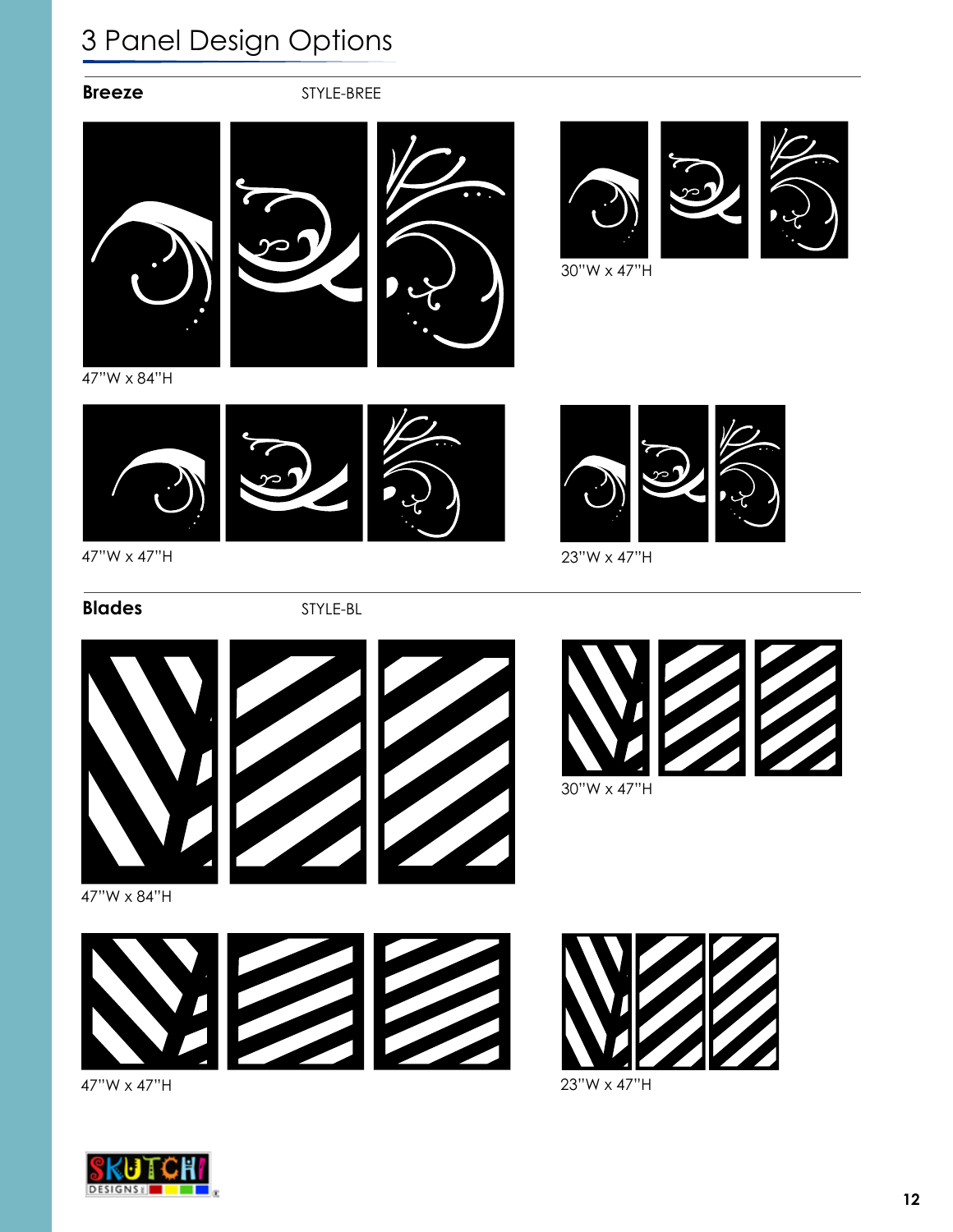# 3 Panel Design Options

**Breeze** STYLE-BREE

47"W x 84"H

30"W x 47"H

47"W x 47"H

23"W x 47"H

**Blades** STYLE-BL

47"W x 84"H

30"W x 47"H

47"W x 47"H

23"W x 47"H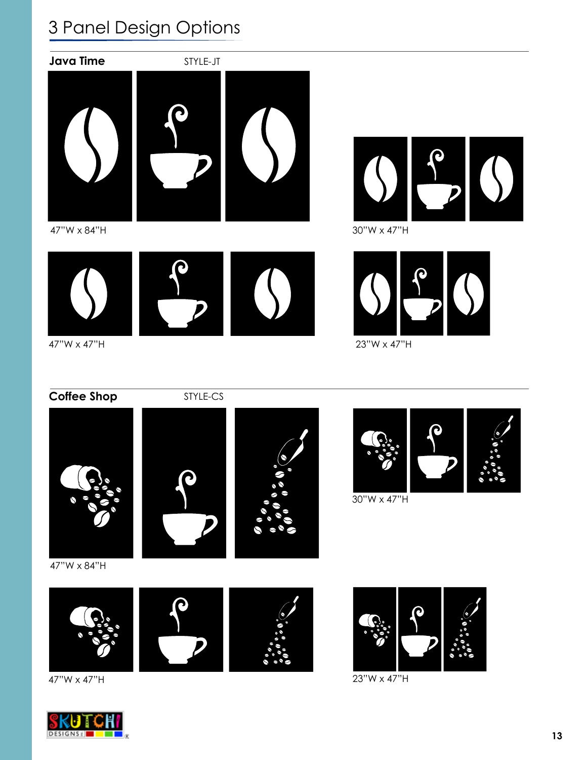# 3 Panel Design Options

## Java Time

STYLE-JT

47"W x 84"H

30"W x 47"H

47"W x 47"H

23"W x 47"H

## Coffee Shop

STYLE-CS

47"W x 84"H

30"W x 47"H

47"W x 47"H

23"W x 47"H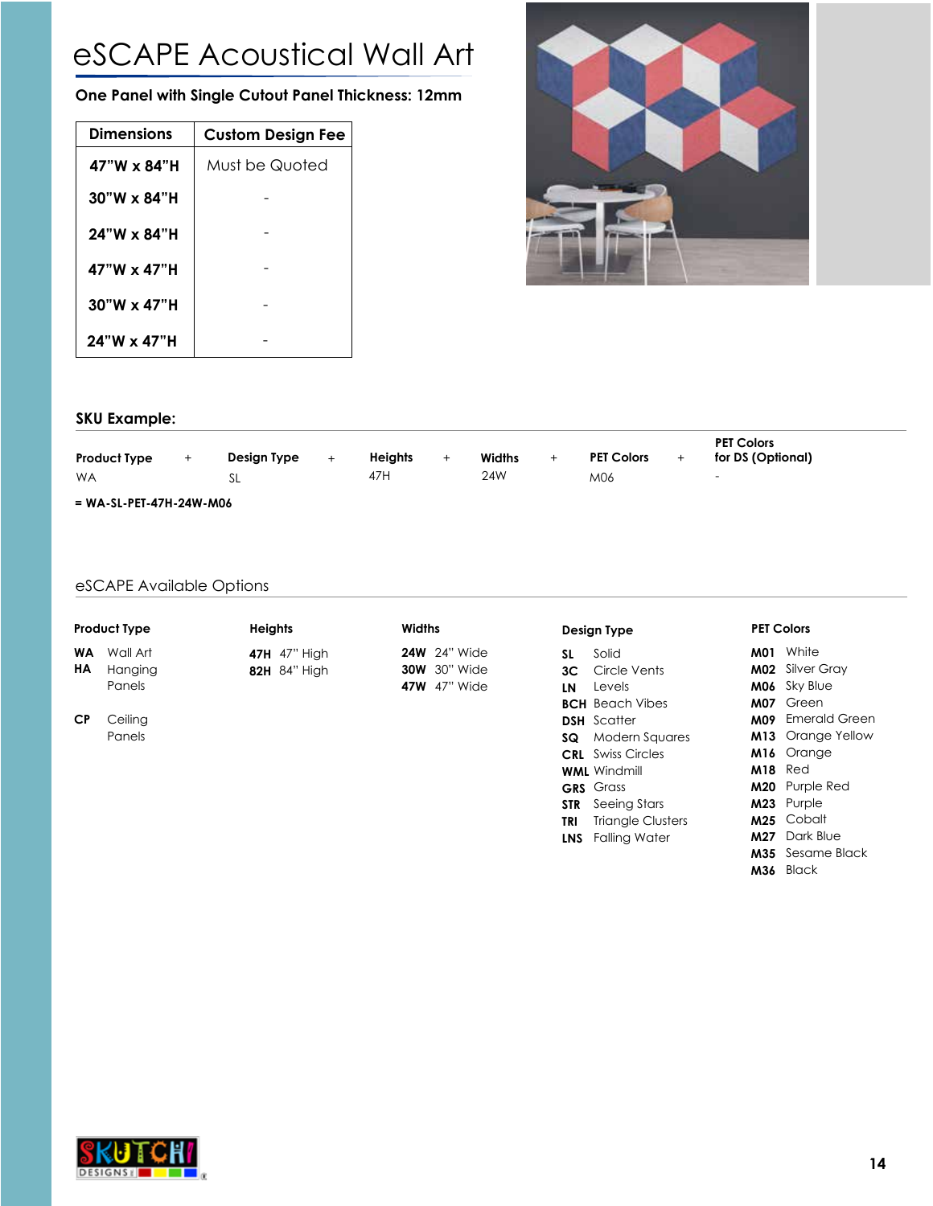# eSCAPE Acoustical Wall Art

**One Panel with Single Cutout Panel Thickness: 12mm**

| Dimensions | Custom Design Fee |
|---|---|
| 47"W x 84"H | Must be Quoted |
| 30"W x 84"H | - |
| 24"W x 84"H | - |
| 47"W x 47"H | - |
| 30"W x 47"H | - |
| 24"W x 47"H | - |

## SKU Example:

| Product Type | + | Design Type | + | Heights | + | Widths | + | PET Colors | + | PET Colors for DS (Optional) |
|---|---|---|---|---|---|---|---|---|---|---|
| WA | | SL | | 47H | | 24W | | M06 | | - |

**= WA-SL-PET-47H-24W-M06**

## eSCAPE Available Options

**Product Type**

- **WA** Wall Art
- **HA** Hanging Panels
- **CP** Ceiling Panels

**Heights**

- **47H** 47" High
- **82H** 84" High

**Widths**

- **24W** 24" Wide
- **30W** 30" Wide
- **47W** 47" Wide

**Design Type**

- **SL** Solid
- **3C** Circle Vents
- **LN** Levels
- **BCH** Beach Vibes
- **DSH** Scatter
- **SQ** Modern Squares
- **CRL** Swiss Circles
- **WML** Windmill
- **GRS** Grass
- **STR** Seeing Stars
- **TRI** Triangle Clusters
- **LNS** Falling Water

**PET Colors**

- **M01** White
- **M02** Silver Gray
- **M06** Sky Blue
- **M07** Green
- **M09** Emerald Green
- **M13** Orange Yellow
- **M16** Orange
- **M18** Red
- **M20** Purple Red
- **M23** Purple
- **M25** Cobalt
- **M27** Dark Blue
- **M35** Sesame Black
- **M36** Black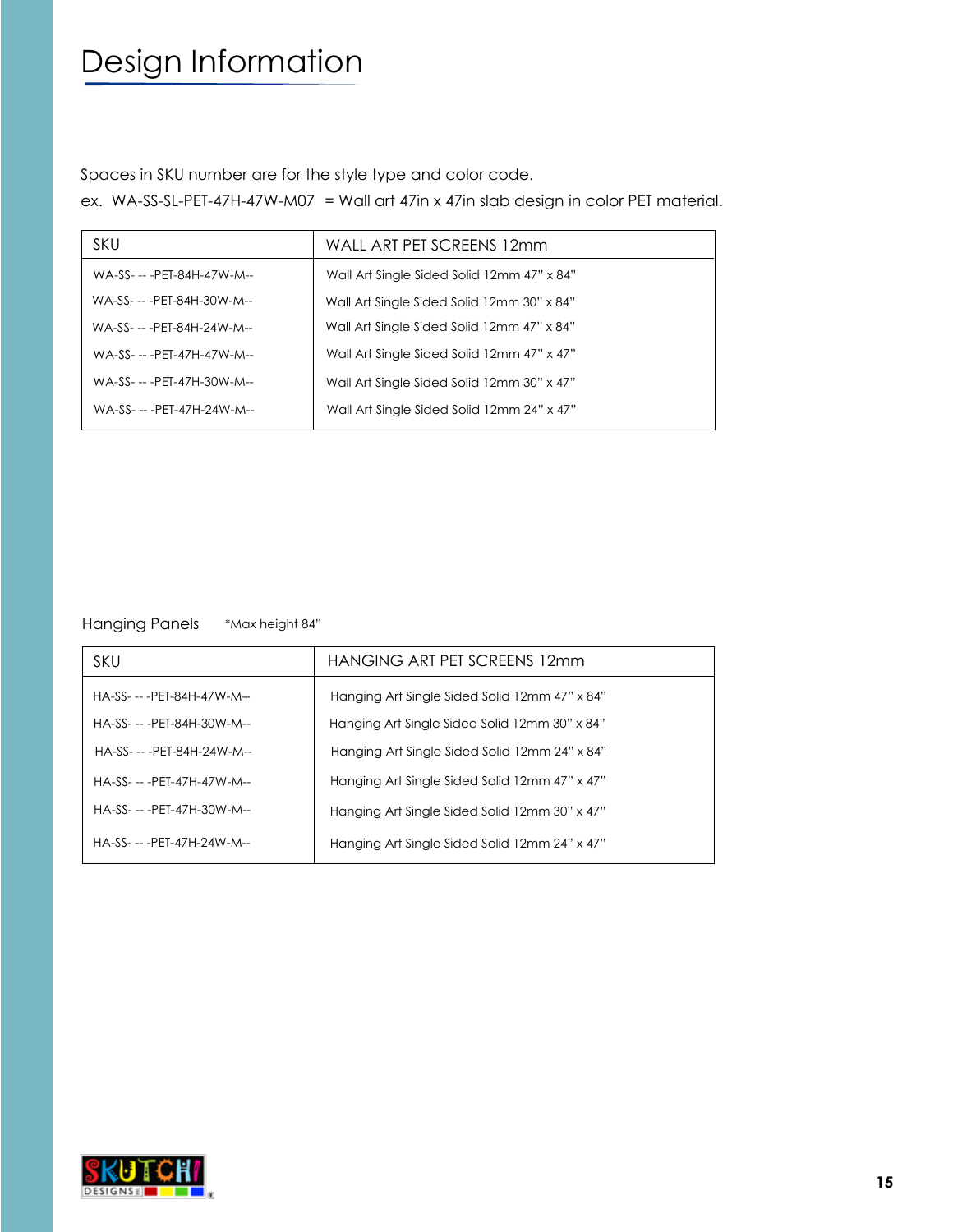# Design Information

Spaces in SKU number are for the style type and color code.

ex. WA-SS-SL-PET-47H-47W-M07 = Wall art 47in x 47in slab design in color PET material.

| SKU | WALL ART PET SCREENS 12mm |
|---|---|
| WA-SS- -- -PET-84H-47W-M-- | Wall Art Single Sided Solid 12mm 47" x 84" |
| WA-SS- -- -PET-84H-30W-M-- | Wall Art Single Sided Solid 12mm 30" x 84" |
| WA-SS- -- -PET-84H-24W-M-- | Wall Art Single Sided Solid 12mm 47" x 84" |
| WA-SS- -- -PET-47H-47W-M-- | Wall Art Single Sided Solid 12mm 47" x 47" |
| WA-SS- -- -PET-47H-30W-M-- | Wall Art Single Sided Solid 12mm 30" x 47" |
| WA-SS- -- -PET-47H-24W-M-- | Wall Art Single Sided Solid 12mm 24" x 47" |

Hanging Panels *Max height 84"

| SKU | HANGING ART PET SCREENS 12mm |
|---|---|
| HA-SS- -- -PET-84H-47W-M-- | Hanging Art Single Sided Solid 12mm 47" x 84" |
| HA-SS- -- -PET-84H-30W-M-- | Hanging Art Single Sided Solid 12mm 30" x 84" |
| HA-SS- -- -PET-84H-24W-M-- | Hanging Art Single Sided Solid 12mm 24" x 84" |
| HA-SS- -- -PET-47H-47W-M-- | Hanging Art Single Sided Solid 12mm 47" x 47" |
| HA-SS- -- -PET-47H-30W-M-- | Hanging Art Single Sided Solid 12mm 30" x 47" |
| HA-SS- -- -PET-47H-24W-M-- | Hanging Art Single Sided Solid 12mm 24" x 47" |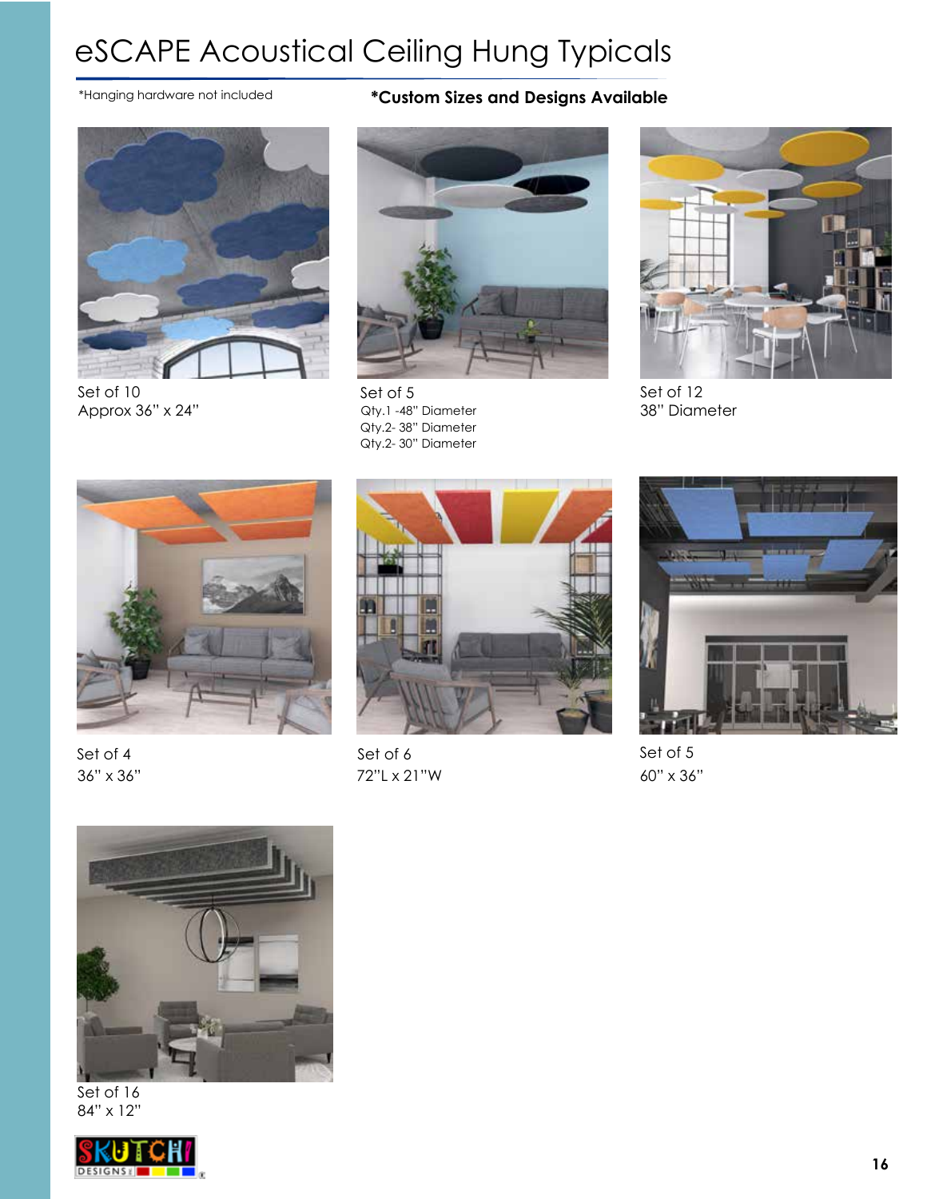# eSCAPE Acoustical Ceiling Hung Typicals

*Hanging hardware not included

**\*Custom Sizes and Designs Available**

Set of 10
Approx 36" x 24"

Set of 5
Qty.1 -48" Diameter
Qty.2- 38" Diameter
Qty.2- 30" Diameter

Set of 12
38" Diameter

Set of 4
36" x 36"

Set of 6
72"L x 21"W

Set of 5
60" x 36"

Set of 16
84" x 12"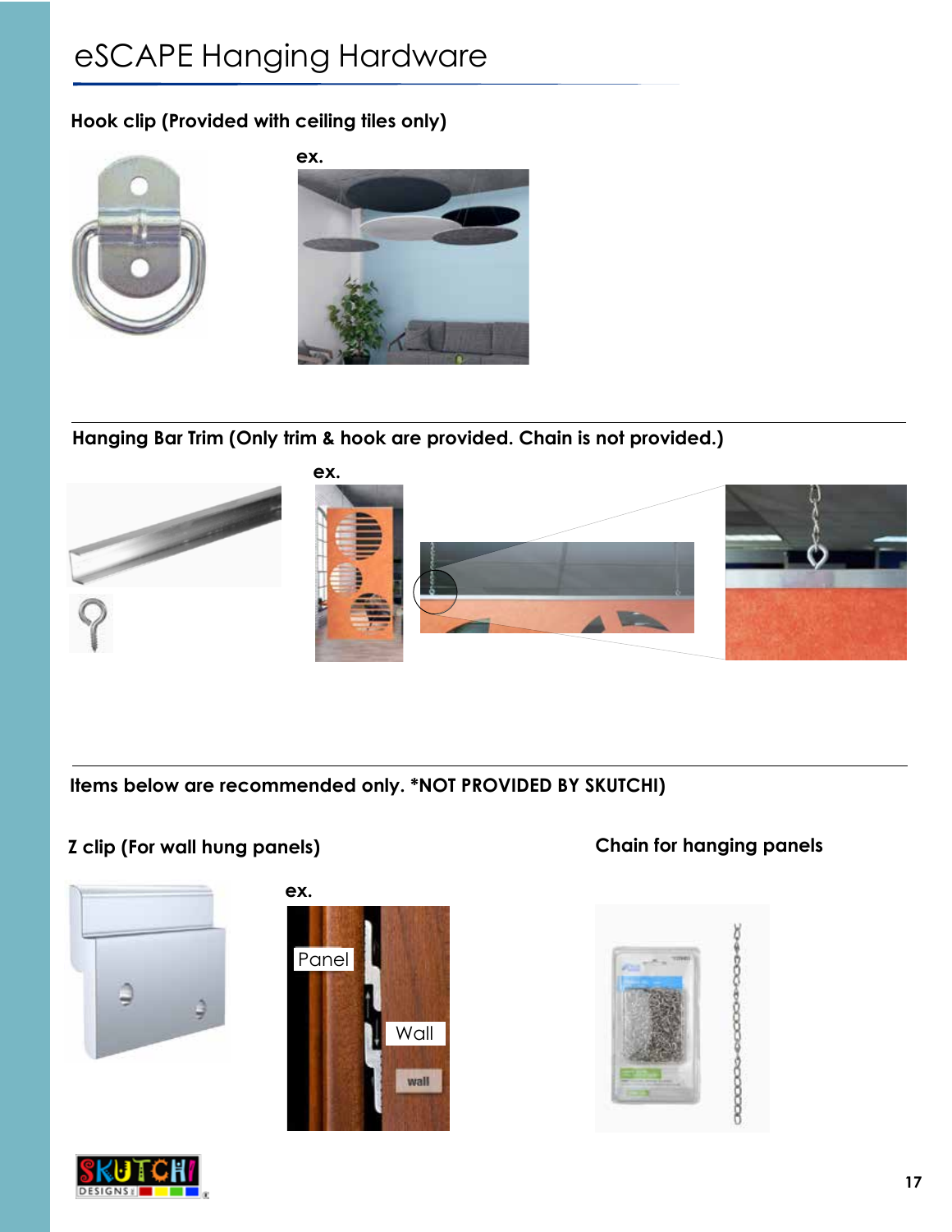# eSCAPE Hanging Hardware

**Hook clip (Provided with ceiling tiles only)**

**ex.**

**Hanging Bar Trim (Only trim & hook are provided. Chain is not provided.)**

**ex.**

**Items below are recommended only. *NOT PROVIDED BY SKUTCHI)**

**Z clip (For wall hung panels)**

**ex.**

Panel

Wall

**Chain for hanging panels**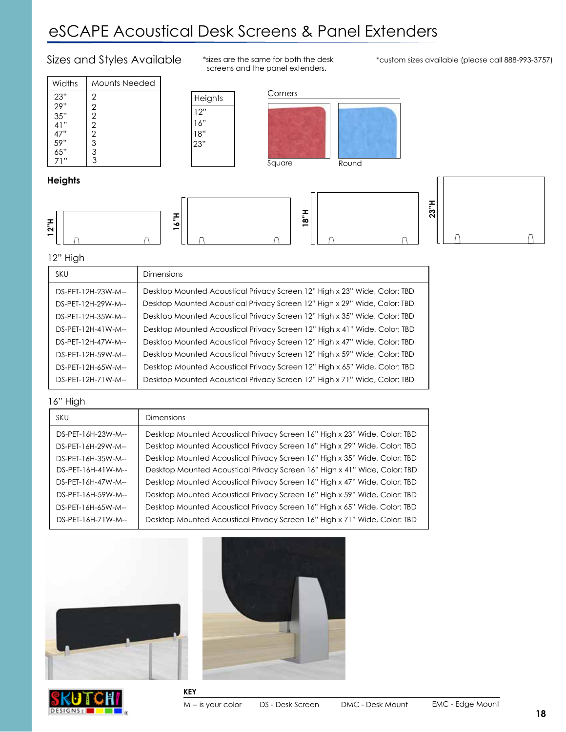# eSCAPE Acoustical Desk Screens & Panel Extenders

## Sizes and Styles Available

*sizes are the same for both the desk screens and the panel extenders.

*custom sizes available (please call 888-993-3757)

| Widths | Mounts Needed |
|---|---|
| 23" | 2 |
| 29" | 2 |
| 35" | 2 |
| 41" | 2 |
| 47" | 2 |
| 59" | 3 |
| 65" | 3 |
| 71" | 3 |

| Heights |
|---|
| 12" |
| 16" |
| 18" |
| 23" |

Corners

Square    Round

**Heights**

12"H    16"H    18"H    23"H

### 12" High

| SKU | Dimensions |
|---|---|
| DS-PET-12H-23W-M-- | Desktop Mounted Acoustical Privacy Screen 12" High x 23" Wide, Color: TBD |
| DS-PET-12H-29W-M-- | Desktop Mounted Acoustical Privacy Screen 12" High x 29" Wide, Color: TBD |
| DS-PET-12H-35W-M-- | Desktop Mounted Acoustical Privacy Screen 12" High x 35" Wide, Color: TBD |
| DS-PET-12H-41W-M-- | Desktop Mounted Acoustical Privacy Screen 12" High x 41" Wide, Color: TBD |
| DS-PET-12H-47W-M-- | Desktop Mounted Acoustical Privacy Screen 12" High x 47" Wide, Color: TBD |
| DS-PET-12H-59W-M-- | Desktop Mounted Acoustical Privacy Screen 12" High x 59" Wide, Color: TBD |
| DS-PET-12H-65W-M-- | Desktop Mounted Acoustical Privacy Screen 12" High x 65" Wide, Color: TBD |
| DS-PET-12H-71W-M-- | Desktop Mounted Acoustical Privacy Screen 12" High x 71" Wide, Color: TBD |

### 16" High

| SKU | Dimensions |
|---|---|
| DS-PET-16H-23W-M-- | Desktop Mounted Acoustical Privacy Screen 16" High x 23" Wide, Color: TBD |
| DS-PET-16H-29W-M-- | Desktop Mounted Acoustical Privacy Screen 16" High x 29" Wide, Color: TBD |
| DS-PET-16H-35W-M-- | Desktop Mounted Acoustical Privacy Screen 16" High x 35" Wide, Color: TBD |
| DS-PET-16H-41W-M-- | Desktop Mounted Acoustical Privacy Screen 16" High x 41" Wide, Color: TBD |
| DS-PET-16H-47W-M-- | Desktop Mounted Acoustical Privacy Screen 16" High x 47" Wide, Color: TBD |
| DS-PET-16H-59W-M-- | Desktop Mounted Acoustical Privacy Screen 16" High x 59" Wide, Color: TBD |
| DS-PET-16H-65W-M-- | Desktop Mounted Acoustical Privacy Screen 16" High x 65" Wide, Color: TBD |
| DS-PET-16H-71W-M-- | Desktop Mounted Acoustical Privacy Screen 16" High x 71" Wide, Color: TBD |

**KEY**

M -- is your color    DS - Desk Screen    DMC - Desk Mount    EMC - Edge Mount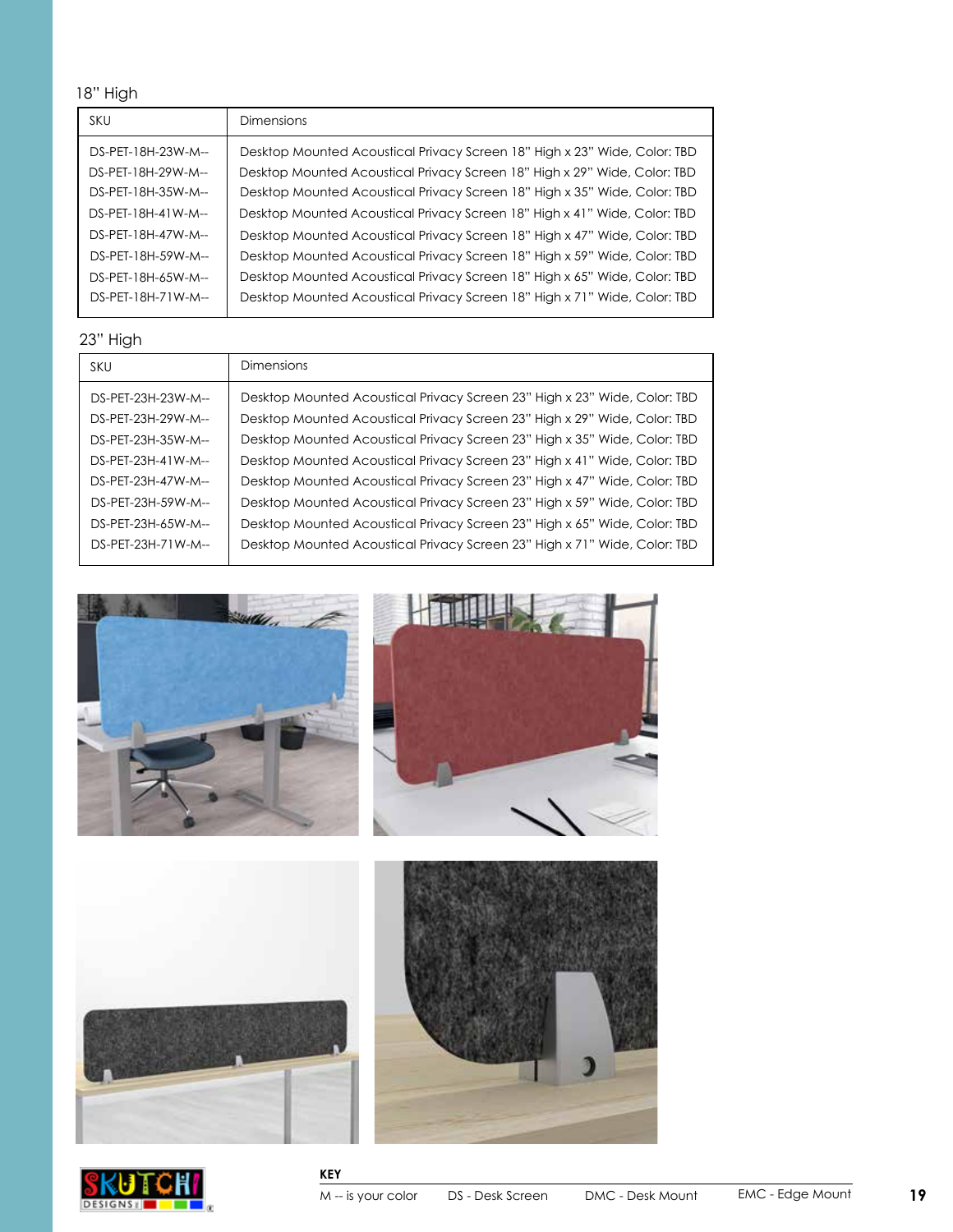18" High

| SKU | Dimensions |
|---|---|
| DS-PET-18H-23W-M-- | Desktop Mounted Acoustical Privacy Screen 18" High x 23" Wide, Color: TBD |
| DS-PET-18H-29W-M-- | Desktop Mounted Acoustical Privacy Screen 18" High x 29" Wide, Color: TBD |
| DS-PET-18H-35W-M-- | Desktop Mounted Acoustical Privacy Screen 18" High x 35" Wide, Color: TBD |
| DS-PET-18H-41W-M-- | Desktop Mounted Acoustical Privacy Screen 18" High x 41" Wide, Color: TBD |
| DS-PET-18H-47W-M-- | Desktop Mounted Acoustical Privacy Screen 18" High x 47" Wide, Color: TBD |
| DS-PET-18H-59W-M-- | Desktop Mounted Acoustical Privacy Screen 18" High x 59" Wide, Color: TBD |
| DS-PET-18H-65W-M-- | Desktop Mounted Acoustical Privacy Screen 18" High x 65" Wide, Color: TBD |
| DS-PET-18H-71W-M-- | Desktop Mounted Acoustical Privacy Screen 18" High x 71" Wide, Color: TBD |

23" High

| SKU | Dimensions |
|---|---|
| DS-PET-23H-23W-M-- | Desktop Mounted Acoustical Privacy Screen 23" High x 23" Wide, Color: TBD |
| DS-PET-23H-29W-M-- | Desktop Mounted Acoustical Privacy Screen 23" High x 29" Wide, Color: TBD |
| DS-PET-23H-35W-M-- | Desktop Mounted Acoustical Privacy Screen 23" High x 35" Wide, Color: TBD |
| DS-PET-23H-41W-M-- | Desktop Mounted Acoustical Privacy Screen 23" High x 41" Wide, Color: TBD |
| DS-PET-23H-47W-M-- | Desktop Mounted Acoustical Privacy Screen 23" High x 47" Wide, Color: TBD |
| DS-PET-23H-59W-M-- | Desktop Mounted Acoustical Privacy Screen 23" High x 59" Wide, Color: TBD |
| DS-PET-23H-65W-M-- | Desktop Mounted Acoustical Privacy Screen 23" High x 65" Wide, Color: TBD |
| DS-PET-23H-71W-M-- | Desktop Mounted Acoustical Privacy Screen 23" High x 71" Wide, Color: TBD |

**KEY**

M -- is your color DS - Desk Screen DMC - Desk Mount EMC - Edge Mount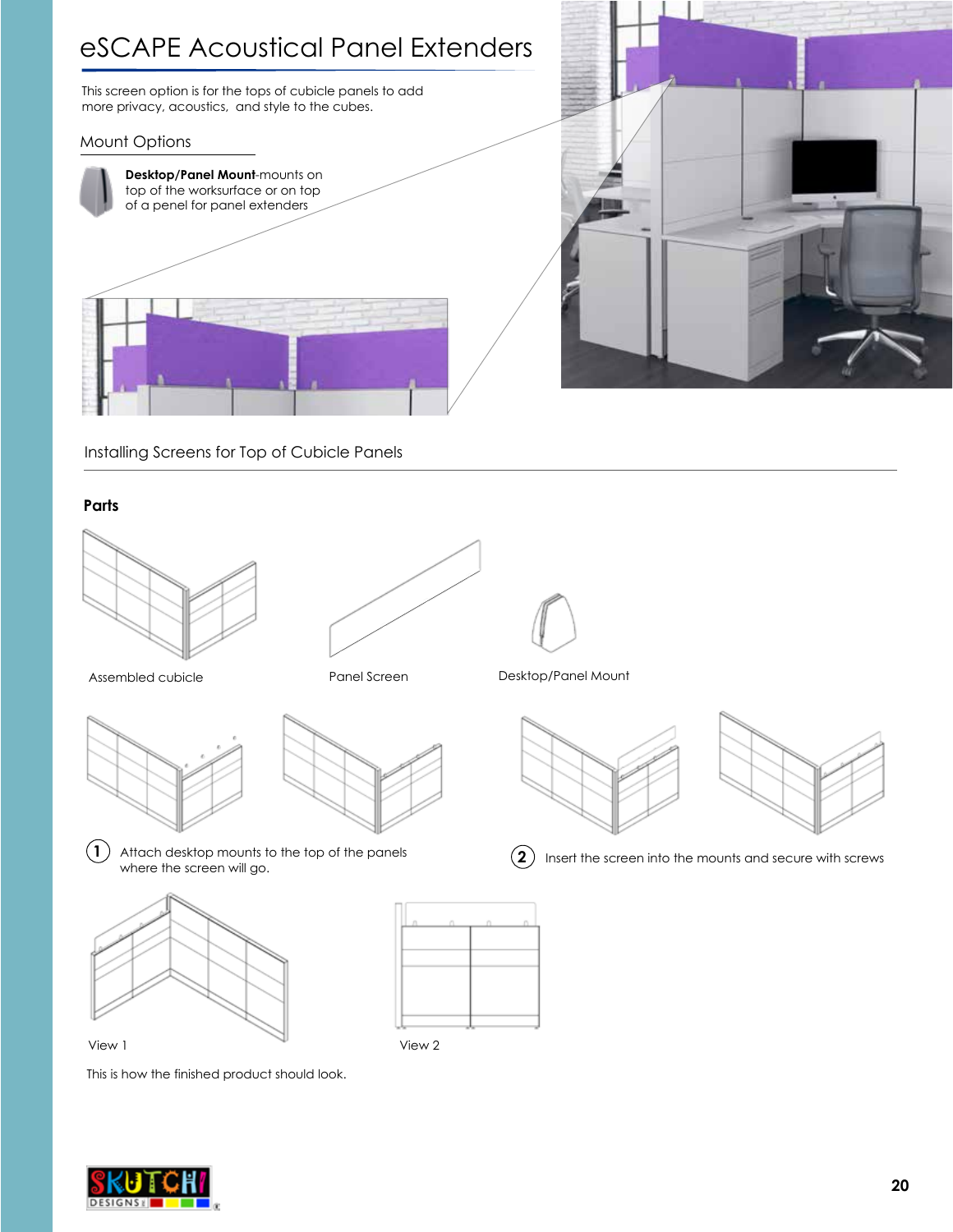# eSCAPE Acoustical Panel Extenders

This screen option is for the tops of cubicle panels to add more privacy, acoustics, and style to the cubes.

## Mount Options

**Desktop/Panel Mount**-mounts on top of the worksurface or on top of a penel for panel extenders

## Installing Screens for Top of Cubicle Panels

### Parts

Assembled cubicle

Panel Screen

Desktop/Panel Mount

1. Attach desktop mounts to the top of the panels where the screen will go.
2. Insert the screen into the mounts and secure with screws

View 1

View 2

This is how the finished product should look.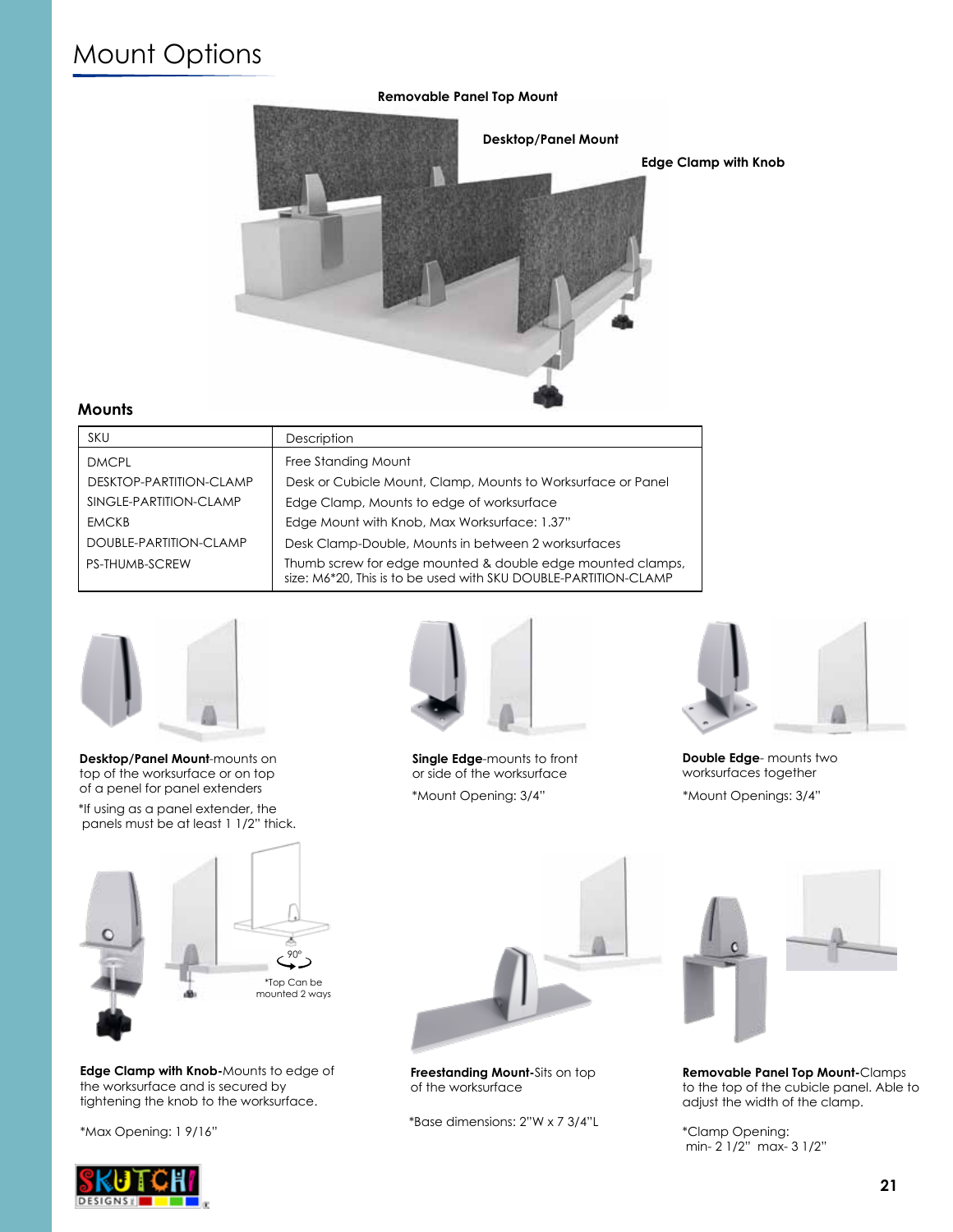# Mount Options

Removable Panel Top Mount

Desktop/Panel Mount

Edge Clamp with Knob

### Mounts

| SKU | Description |
|---|---|
| DMCPL | Free Standing Mount |
| DESKTOP-PARTITION-CLAMP | Desk or Cubicle Mount, Clamp, Mounts to Worksurface or Panel |
| SINGLE-PARTITION-CLAMP | Edge Clamp, Mounts to edge of worksurface |
| EMCKB | Edge Mount with Knob, Max Worksurface: 1.37" |
| DOUBLE-PARTITION-CLAMP | Desk Clamp-Double, Mounts in between 2 worksurfaces |
| PS-THUMB-SCREW | Thumb screw for edge mounted & double edge mounted clamps, size: M6*20, This is to be used with SKU DOUBLE-PARTITION-CLAMP |

**Desktop/Panel Mount**-mounts on top of the worksurface or on top of a penel for panel extenders

*If using as a panel extender, the panels must be at least 1 1/2" thick.

**Single Edge**-mounts to front or side of the worksurface

*Mount Opening: 3/4"

**Double Edge**- mounts two worksurfaces together

*Mount Openings: 3/4"

90°

*Top Can be mounted 2 ways

**Edge Clamp with Knob**-Mounts to edge of the worksurface and is secured by tightening the knob to the worksurface.

*Max Opening: 1 9/16"

**Freestanding Mount**-Sits on top of the worksurface

*Base dimensions: 2"W x 7 3/4"L

**Removable Panel Top Mount**-Clamps to the top of the cubicle panel. Able to adjust the width of the clamp.

*Clamp Opening: min- 2 1/2" max- 3 1/2"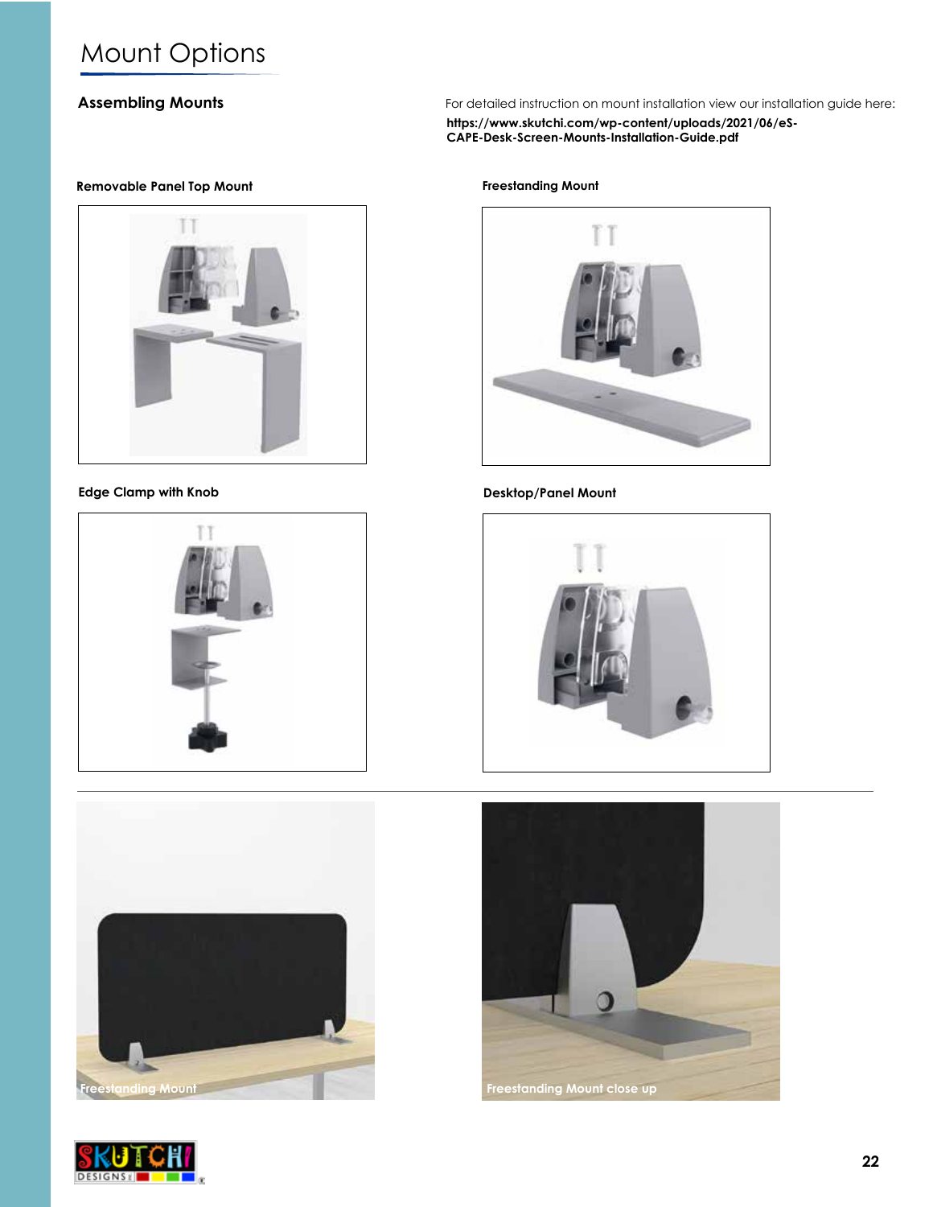# Mount Options

## Assembling Mounts

For detailed instruction on mount installation view our installation guide here:
**https://www.skutchi.com/wp-content/uploads/2021/06/eS-CAPE-Desk-Screen-Mounts-Installation-Guide.pdf**

**Removable Panel Top Mount**

**Freestanding Mount**

**Edge Clamp with Knob**

**Desktop/Panel Mount**

Freestanding Mount

Freestanding Mount close up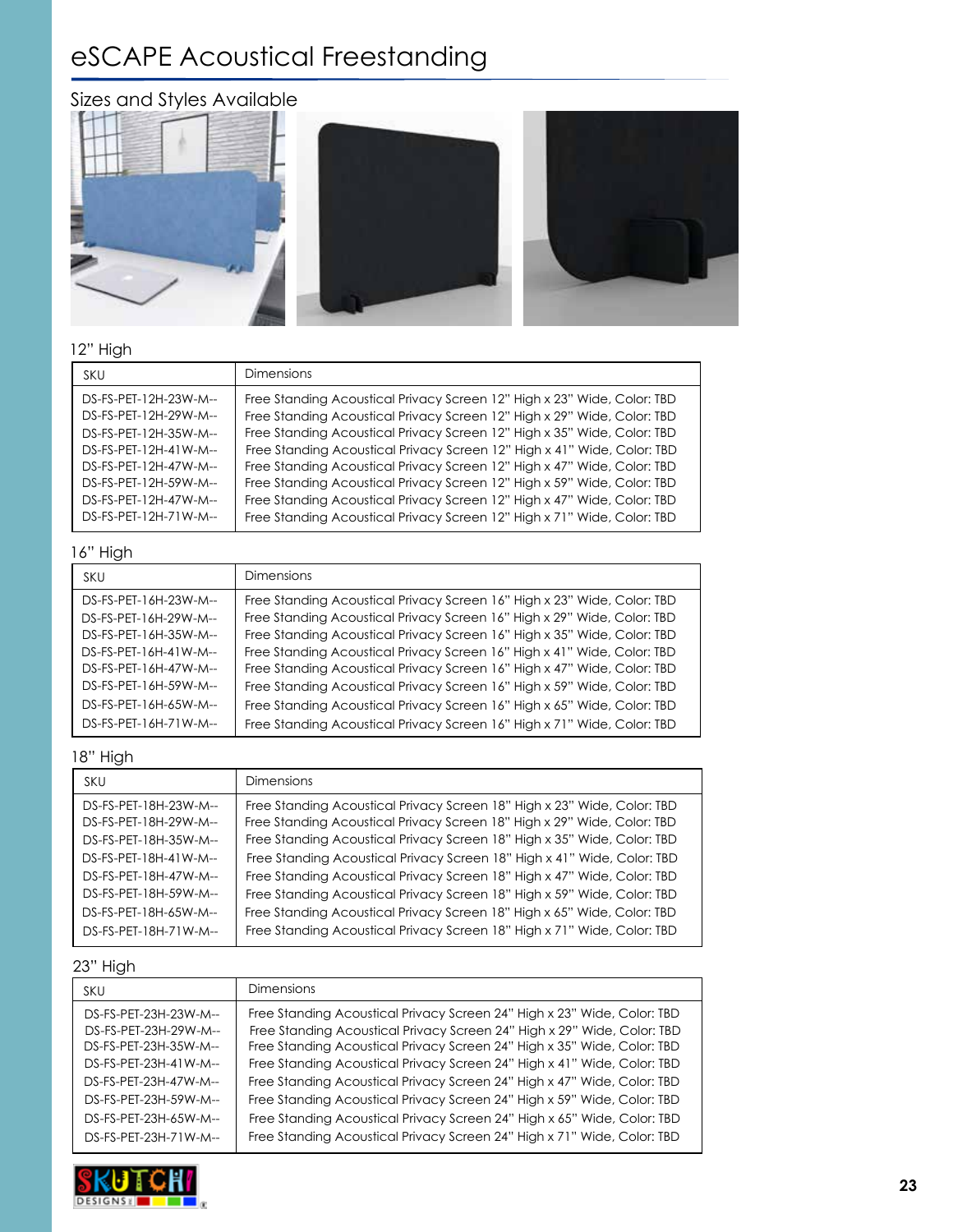# eSCAPE Acoustical Freestanding

## Sizes and Styles Available

### 12" High

| SKU | Dimensions |
|---|---|
| DS-FS-PET-12H-23W-M-- | Free Standing Acoustical Privacy Screen 12" High x 23" Wide, Color: TBD |
| DS-FS-PET-12H-29W-M-- | Free Standing Acoustical Privacy Screen 12" High x 29" Wide, Color: TBD |
| DS-FS-PET-12H-35W-M-- | Free Standing Acoustical Privacy Screen 12" High x 35" Wide, Color: TBD |
| DS-FS-PET-12H-41W-M-- | Free Standing Acoustical Privacy Screen 12" High x 41" Wide, Color: TBD |
| DS-FS-PET-12H-47W-M-- | Free Standing Acoustical Privacy Screen 12" High x 47" Wide, Color: TBD |
| DS-FS-PET-12H-59W-M-- | Free Standing Acoustical Privacy Screen 12" High x 59" Wide, Color: TBD |
| DS-FS-PET-12H-47W-M-- | Free Standing Acoustical Privacy Screen 12" High x 47" Wide, Color: TBD |
| DS-FS-PET-12H-71W-M-- | Free Standing Acoustical Privacy Screen 12" High x 71" Wide, Color: TBD |

### 16" High

| SKU | Dimensions |
|---|---|
| DS-FS-PET-16H-23W-M-- | Free Standing Acoustical Privacy Screen 16" High x 23" Wide, Color: TBD |
| DS-FS-PET-16H-29W-M-- | Free Standing Acoustical Privacy Screen 16" High x 29" Wide, Color: TBD |
| DS-FS-PET-16H-35W-M-- | Free Standing Acoustical Privacy Screen 16" High x 35" Wide, Color: TBD |
| DS-FS-PET-16H-41W-M-- | Free Standing Acoustical Privacy Screen 16" High x 41" Wide, Color: TBD |
| DS-FS-PET-16H-47W-M-- | Free Standing Acoustical Privacy Screen 16" High x 47" Wide, Color: TBD |
| DS-FS-PET-16H-59W-M-- | Free Standing Acoustical Privacy Screen 16" High x 59" Wide, Color: TBD |
| DS-FS-PET-16H-65W-M-- | Free Standing Acoustical Privacy Screen 16" High x 65" Wide, Color: TBD |
| DS-FS-PET-16H-71W-M-- | Free Standing Acoustical Privacy Screen 16" High x 71" Wide, Color: TBD |

### 18" High

| SKU | Dimensions |
|---|---|
| DS-FS-PET-18H-23W-M-- | Free Standing Acoustical Privacy Screen 18" High x 23" Wide, Color: TBD |
| DS-FS-PET-18H-29W-M-- | Free Standing Acoustical Privacy Screen 18" High x 29" Wide, Color: TBD |
| DS-FS-PET-18H-35W-M-- | Free Standing Acoustical Privacy Screen 18" High x 35" Wide, Color: TBD |
| DS-FS-PET-18H-41W-M-- | Free Standing Acoustical Privacy Screen 18" High x 41" Wide, Color: TBD |
| DS-FS-PET-18H-47W-M-- | Free Standing Acoustical Privacy Screen 18" High x 47" Wide, Color: TBD |
| DS-FS-PET-18H-59W-M-- | Free Standing Acoustical Privacy Screen 18" High x 59" Wide, Color: TBD |
| DS-FS-PET-18H-65W-M-- | Free Standing Acoustical Privacy Screen 18" High x 65" Wide, Color: TBD |
| DS-FS-PET-18H-71W-M-- | Free Standing Acoustical Privacy Screen 18" High x 71" Wide, Color: TBD |

### 23" High

| SKU | Dimensions |
|---|---|
| DS-FS-PET-23H-23W-M-- | Free Standing Acoustical Privacy Screen 24" High x 23" Wide, Color: TBD |
| DS-FS-PET-23H-29W-M-- | Free Standing Acoustical Privacy Screen 24" High x 29" Wide, Color: TBD |
| DS-FS-PET-23H-35W-M-- | Free Standing Acoustical Privacy Screen 24" High x 35" Wide, Color: TBD |
| DS-FS-PET-23H-41W-M-- | Free Standing Acoustical Privacy Screen 24" High x 41" Wide, Color: TBD |
| DS-FS-PET-23H-47W-M-- | Free Standing Acoustical Privacy Screen 24" High x 47" Wide, Color: TBD |
| DS-FS-PET-23H-59W-M-- | Free Standing Acoustical Privacy Screen 24" High x 59" Wide, Color: TBD |
| DS-FS-PET-23H-65W-M-- | Free Standing Acoustical Privacy Screen 24" High x 65" Wide, Color: TBD |
| DS-FS-PET-23H-71W-M-- | Free Standing Acoustical Privacy Screen 24" High x 71" Wide, Color: TBD |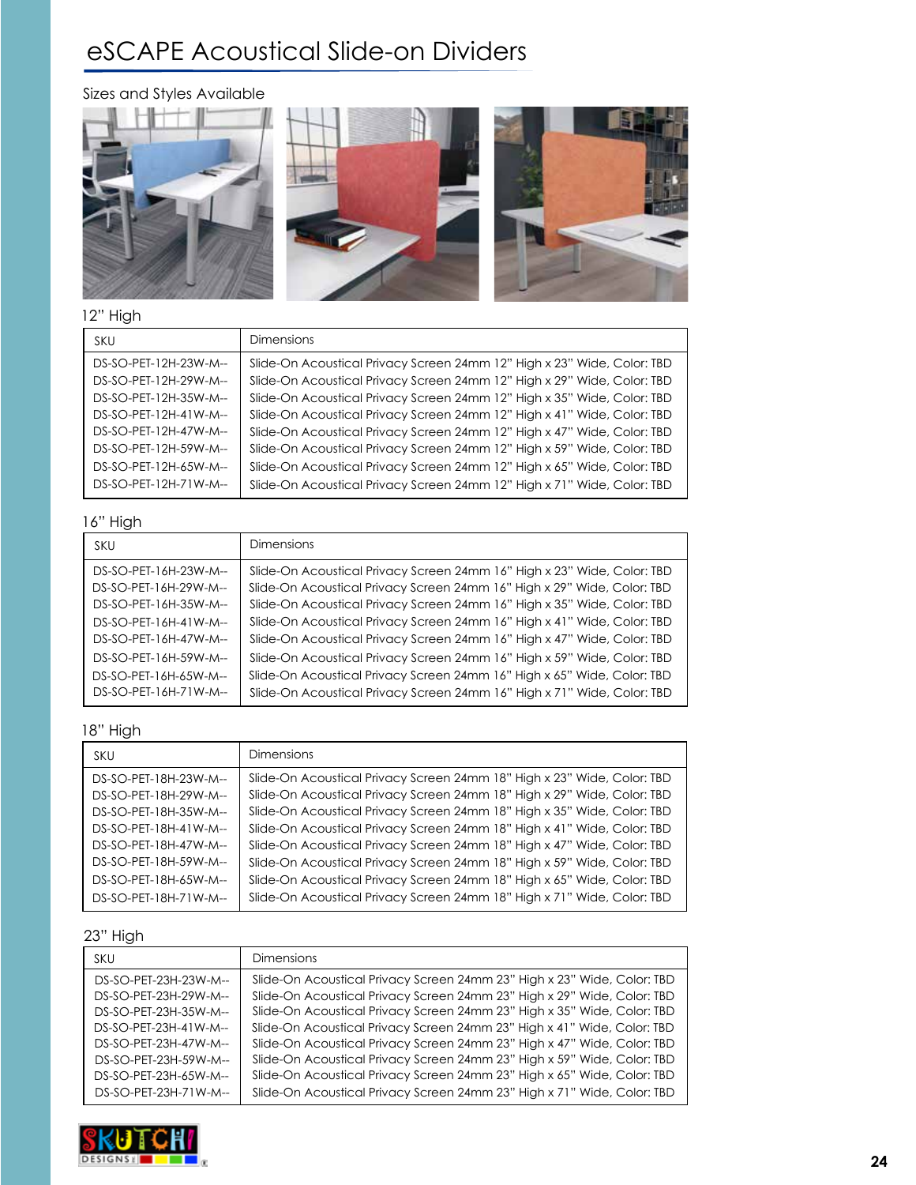# eSCAPE Acoustical Slide-on Dividers

Sizes and Styles Available

### 12" High

| SKU | Dimensions |
|---|---|
| DS-SO-PET-12H-23W-M-- | Slide-On Acoustical Privacy Screen 24mm 12" High x 23" Wide, Color: TBD |
| DS-SO-PET-12H-29W-M-- | Slide-On Acoustical Privacy Screen 24mm 12" High x 29" Wide, Color: TBD |
| DS-SO-PET-12H-35W-M-- | Slide-On Acoustical Privacy Screen 24mm 12" High x 35" Wide, Color: TBD |
| DS-SO-PET-12H-41W-M-- | Slide-On Acoustical Privacy Screen 24mm 12" High x 41" Wide, Color: TBD |
| DS-SO-PET-12H-47W-M-- | Slide-On Acoustical Privacy Screen 24mm 12" High x 47" Wide, Color: TBD |
| DS-SO-PET-12H-59W-M-- | Slide-On Acoustical Privacy Screen 24mm 12" High x 59" Wide, Color: TBD |
| DS-SO-PET-12H-65W-M-- | Slide-On Acoustical Privacy Screen 24mm 12" High x 65" Wide, Color: TBD |
| DS-SO-PET-12H-71W-M-- | Slide-On Acoustical Privacy Screen 24mm 12" High x 71" Wide, Color: TBD |

### 16" High

| SKU | Dimensions |
|---|---|
| DS-SO-PET-16H-23W-M-- | Slide-On Acoustical Privacy Screen 24mm 16" High x 23" Wide, Color: TBD |
| DS-SO-PET-16H-29W-M-- | Slide-On Acoustical Privacy Screen 24mm 16" High x 29" Wide, Color: TBD |
| DS-SO-PET-16H-35W-M-- | Slide-On Acoustical Privacy Screen 24mm 16" High x 35" Wide, Color: TBD |
| DS-SO-PET-16H-41W-M-- | Slide-On Acoustical Privacy Screen 24mm 16" High x 41" Wide, Color: TBD |
| DS-SO-PET-16H-47W-M-- | Slide-On Acoustical Privacy Screen 24mm 16" High x 47" Wide, Color: TBD |
| DS-SO-PET-16H-59W-M-- | Slide-On Acoustical Privacy Screen 24mm 16" High x 59" Wide, Color: TBD |
| DS-SO-PET-16H-65W-M-- | Slide-On Acoustical Privacy Screen 24mm 16" High x 65" Wide, Color: TBD |
| DS-SO-PET-16H-71W-M-- | Slide-On Acoustical Privacy Screen 24mm 16" High x 71" Wide, Color: TBD |

### 18" High

| SKU | Dimensions |
|---|---|
| DS-SO-PET-18H-23W-M-- | Slide-On Acoustical Privacy Screen 24mm 18" High x 23" Wide, Color: TBD |
| DS-SO-PET-18H-29W-M-- | Slide-On Acoustical Privacy Screen 24mm 18" High x 29" Wide, Color: TBD |
| DS-SO-PET-18H-35W-M-- | Slide-On Acoustical Privacy Screen 24mm 18" High x 35" Wide, Color: TBD |
| DS-SO-PET-18H-41W-M-- | Slide-On Acoustical Privacy Screen 24mm 18" High x 41" Wide, Color: TBD |
| DS-SO-PET-18H-47W-M-- | Slide-On Acoustical Privacy Screen 24mm 18" High x 47" Wide, Color: TBD |
| DS-SO-PET-18H-59W-M-- | Slide-On Acoustical Privacy Screen 24mm 18" High x 59" Wide, Color: TBD |
| DS-SO-PET-18H-65W-M-- | Slide-On Acoustical Privacy Screen 24mm 18" High x 65" Wide, Color: TBD |
| DS-SO-PET-18H-71W-M-- | Slide-On Acoustical Privacy Screen 24mm 18" High x 71" Wide, Color: TBD |

### 23" High

| SKU | Dimensions |
|---|---|
| DS-SO-PET-23H-23W-M-- | Slide-On Acoustical Privacy Screen 24mm 23" High x 23" Wide, Color: TBD |
| DS-SO-PET-23H-29W-M-- | Slide-On Acoustical Privacy Screen 24mm 23" High x 29" Wide, Color: TBD |
| DS-SO-PET-23H-35W-M-- | Slide-On Acoustical Privacy Screen 24mm 23" High x 35" Wide, Color: TBD |
| DS-SO-PET-23H-41W-M-- | Slide-On Acoustical Privacy Screen 24mm 23" High x 41" Wide, Color: TBD |
| DS-SO-PET-23H-47W-M-- | Slide-On Acoustical Privacy Screen 24mm 23" High x 47" Wide, Color: TBD |
| DS-SO-PET-23H-59W-M-- | Slide-On Acoustical Privacy Screen 24mm 23" High x 59" Wide, Color: TBD |
| DS-SO-PET-23H-65W-M-- | Slide-On Acoustical Privacy Screen 24mm 23" High x 65" Wide, Color: TBD |
| DS-SO-PET-23H-71W-M-- | Slide-On Acoustical Privacy Screen 24mm 23" High x 71" Wide, Color: TBD |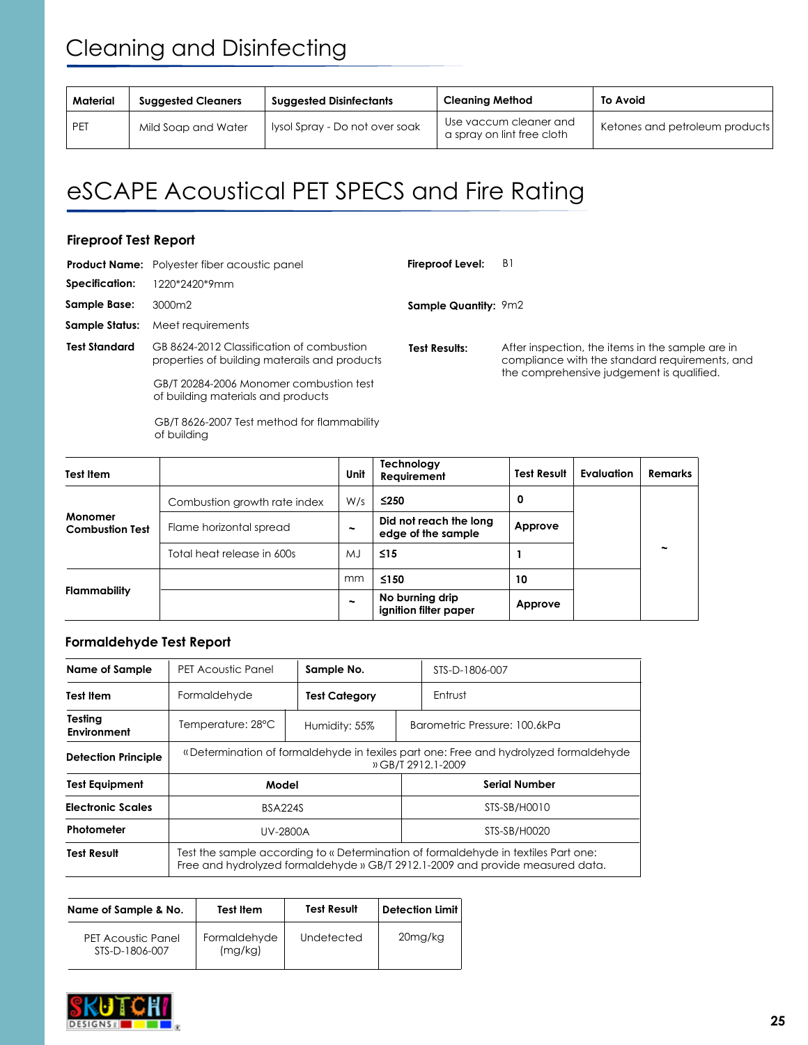# Cleaning and Disinfecting

| Material | Suggested Cleaners | Suggested Disinfectants | Cleaning Method | To Avoid |
|---|---|---|---|---|
| PET | Mild Soap and Water | lysol Spray - Do not over soak | Use vaccum cleaner and a spray on lint free cloth | Ketones and petroleum products |

# eSCAPE Acoustical PET SPECS and Fire Rating

### Fireproof Test Report

**Product Name:** Polyester fiber acoustic panel

**Specification:** 1220*2420*9mm

**Sample Base:** 3000m2

**Sample Status:** Meet requirements

**Test Standard** GB 8624-2012 Classification of combustion properties of building materails and products

GB/T 20284-2006 Monomer combustion test of building materials and products

GB/T 8626-2007 Test method for flammability of building

**Fireproof Level:** B1

**Sample Quantity:** 9m2

**Test Results:** After inspection, the items in the sample are in compliance with the standard requirements, and the comprehensive judgement is qualified.

| Test Item | | Unit | Technology Requirement | Test Result | Evaluation | Remarks |
|---|---|---|---|---|---|---|
| Monomer Combustion Test | Combustion growth rate index | W/s | ≤250 | 0 | | ~ |
| | Flame horizontal spread | ~ | Did not reach the long edge of the sample | Approve | | |
| | Total heat release in 600s | MJ | ≤15 | 1 | | |
| Flammability | | mm | ≤150 | 10 | | |
| | | ~ | No burning drip ignition filter paper | Approve | | |

### Formaldehyde Test Report

| Name of Sample | PET Acoustic Panel | Sample No. | STS-D-1806-007 |
|---|---|---|---|
| Test Item | Formaldehyde | Test Category | Entrust |
| Testing Environment | Temperature: 28°C | Humidity: 55% | Barometric Pressure: 100.6kPa |
| Detection Principle | «Determination of formaldehyde in texiles part one: Free and hydrolyzed formaldehyde » GB/T 2912.1-2009 | | |
| Test Equipment | Model | | Serial Number |
| Electronic Scales | BSA224S | | STS-SB/H0010 |
| Photometer | UV-2800A | | STS-SB/H0020 |
| Test Result | Test the sample according to « Determination of formaldehyde in textiles Part one: Free and hydrolyzed formaldehyde » GB/T 2912.1-2009 and provide measured data. | | |

| Name of Sample & No. | Test Item | Test Result | Detection Limit |
|---|---|---|---|
| PET Acoustic Panel STS-D-1806-007 | Formaldehyde (mg/kg) | Undetected | 20mg/kg |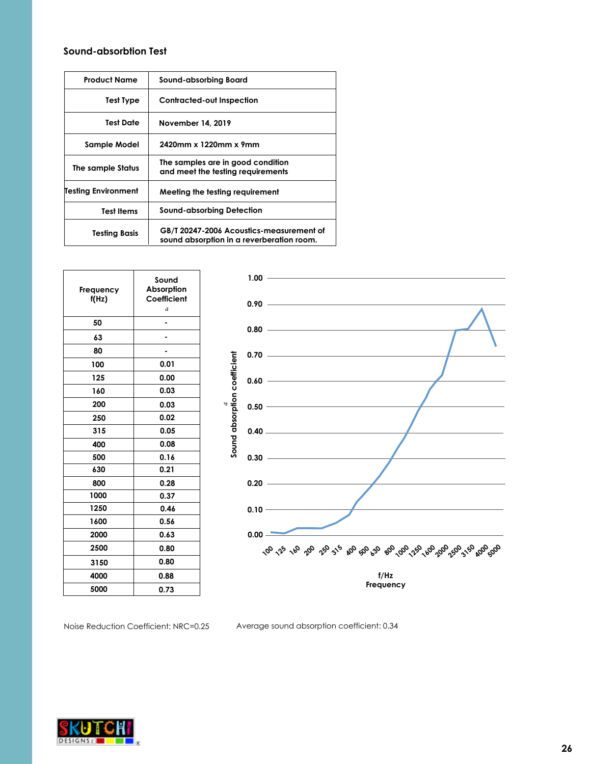## Sound-absorbtion Test

| Product Name | Sound-absorbing Board |
|---|---|
| Test Type | Contracted-out Inspection |
| Test Date | November 14, 2019 |
| Sample Model | 2420mm x 1220mm x 9mm |
| The sample Status | The samples are in good condition and meet the testing requirements |
| Testing Environment | Meeting the testing requirement |
| Test Items | Sound-absorbing Detection |
| Testing Basis | GB/T 20247-2006 Acoustics-measurement of sound absorption in a reverberation room. |

| Frequency f(Hz) | Sound Absorption Coefficient $a$ |
|---|---|
| 50 | - |
| 63 | - |
| 80 | - |
| 100 | 0.01 |
| 125 | 0.00 |
| 160 | 0.03 |
| 200 | 0.03 |
| 250 | 0.02 |
| 315 | 0.05 |
| 400 | 0.08 |
| 500 | 0.16 |
| 630 | 0.21 |
| 800 | 0.28 |
| 1000 | 0.37 |
| 1250 | 0.46 |
| 1600 | 0.56 |
| 2000 | 0.63 |
| 2500 | 0.80 |
| 3150 | 0.80 |
| 4000 | 0.88 |
| 5000 | 0.73 |

Noise Reduction Coefficient: NRC=0.25

Average sound absorption coefficient: 0.34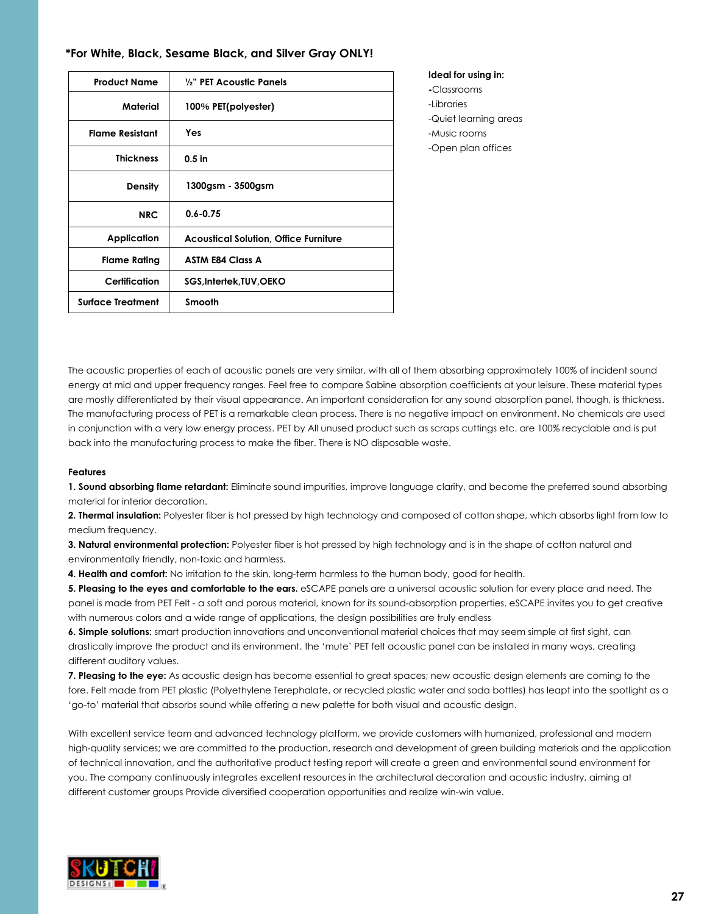**\*For White, Black, Sesame Black, and Silver Gray ONLY!**

| Product Name | ½" PET Acoustic Panels |
|---|---|
| Material | 100% PET(polyester) |
| Flame Resistant | Yes |
| Thickness | 0.5 in |
| Density | 1300gsm - 3500gsm |
| NRC | 0.6-0.75 |
| Application | Acoustical Solution, Office Furniture |
| Flame Rating | ASTM E84 Class A |
| Certification | SGS,Intertek,TUV,OEKO |
| Surface Treatment | Smooth |

**Ideal for using in:**

-Classrooms
-Libraries
-Quiet learning areas
-Music rooms
-Open plan offices

The acoustic properties of each of acoustic panels are very similar, with all of them absorbing approximately 100% of incident sound energy at mid and upper frequency ranges. Feel free to compare Sabine absorption coefficients at your leisure. These material types are mostly differentiated by their visual appearance. An important consideration for any sound absorption panel, though, is thickness. The manufacturing process of PET is a remarkable clean process. There is no negative impact on environment. No chemicals are used in conjunction with a very low energy process. PET by All unused product such as scraps cuttings etc. are 100% recyclable and is put back into the manufacturing process to make the fiber. There is NO disposable waste.

**Features**

**1. Sound absorbing flame retardant:** Eliminate sound impurities, improve language clarity, and become the preferred sound absorbing material for interior decoration.

**2. Thermal insulation:** Polyester fiber is hot pressed by high technology and composed of cotton shape, which absorbs light from low to medium frequency.

**3. Natural environmental protection:** Polyester fiber is hot pressed by high technology and is in the shape of cotton natural and environmentally friendly, non-toxic and harmless.

**4. Health and comfort:** No irritation to the skin, long-term harmless to the human body, good for health.

**5. Pleasing to the eyes and comfortable to the ears.** eSCAPE panels are a universal acoustic solution for every place and need. The panel is made from PET Felt - a soft and porous material, known for its sound-absorption properties. eSCAPE invites you to get creative with numerous colors and a wide range of applications, the design possibilities are truly endless

**6. Simple solutions:** smart production innovations and unconventional material choices that may seem simple at first sight, can drastically improve the product and its environment. the 'mute' PET felt acoustic panel can be installed in many ways, creating different auditory values.

**7. Pleasing to the eye:** As acoustic design has become essential to great spaces; new acoustic design elements are coming to the fore. Felt made from PET plastic (Polyethylene Terephalate, or recycled plastic water and soda bottles) has leapt into the spotlight as a 'go-to' material that absorbs sound while offering a new palette for both visual and acoustic design.

With excellent service team and advanced technology platform, we provide customers with humanized, professional and modern high-quality services; we are committed to the production, research and development of green building materials and the application of technical innovation, and the authoritative product testing report will create a green and environmental sound environment for you. The company continuously integrates excellent resources in the architectural decoration and acoustic industry, aiming at different customer groups Provide diversified cooperation opportunities and realize win-win value.

SKUTCH DESIGNS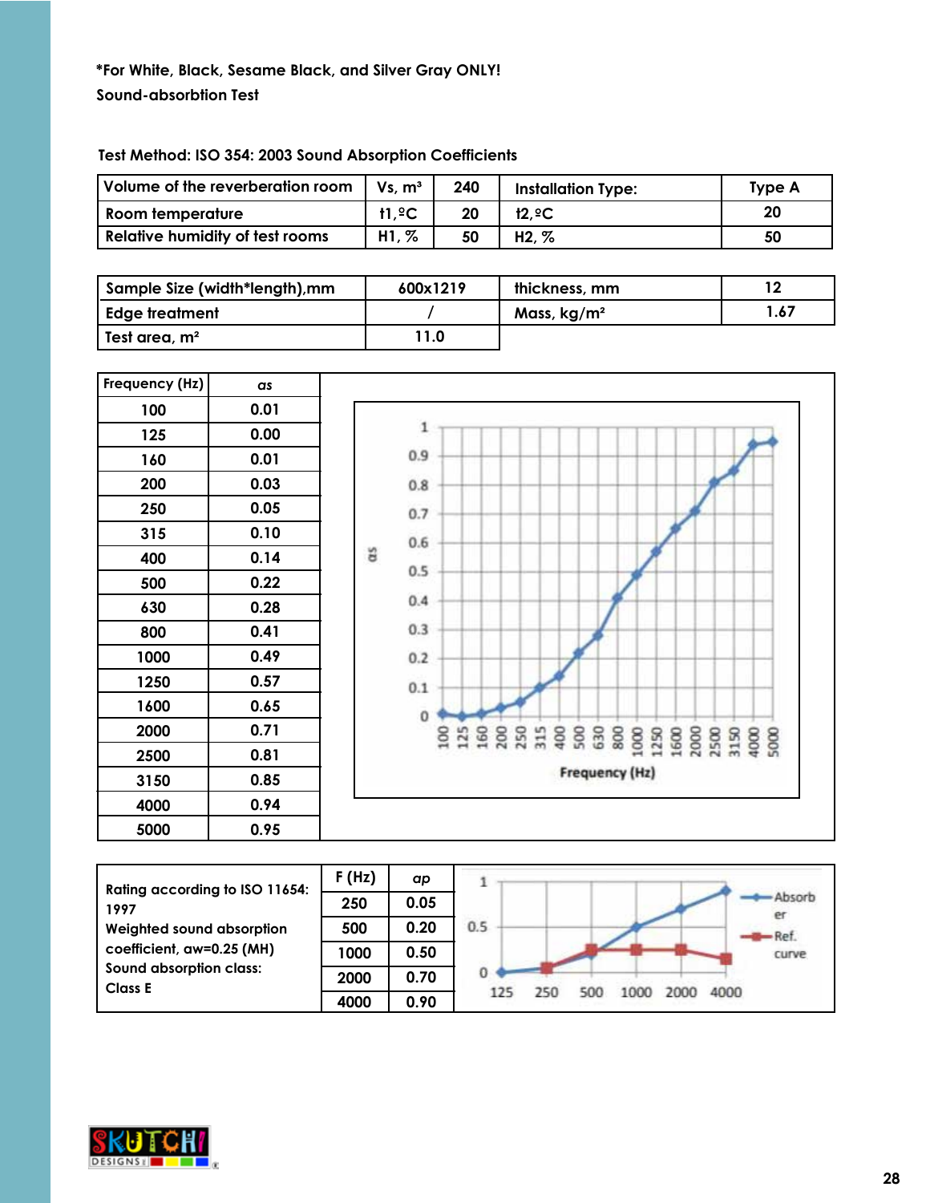*For White, Black, Sesame Black, and Silver Gray ONLY!

Sound-absorbtion Test

Test Method: ISO 354: 2003 Sound Absorption Coefficients

| | | | | |
|---|---|---|---|---|
| Volume of the reverberation room | Vs, m³ | 240 | Installation Type: | Type A |
| Room temperature | t1,ºC | 20 | t2,ºC | 20 |
| Relative humidity of test rooms | H1, % | 50 | H2, % | 50 |

| | | | |
|---|---|---|---|
| Sample Size (width*length),mm | 600x1219 | thickness, mm | 12 |
| Edge treatment | / | Mass, kg/m² | 1.67 |
| Test area, m² | 11.0 | | |

| Frequency (Hz) | αs |
|---|---|
| 100 | 0.01 |
| 125 | 0.00 |
| 160 | 0.01 |
| 200 | 0.03 |
| 250 | 0.05 |
| 315 | 0.10 |
| 400 | 0.14 |
| 500 | 0.22 |
| 630 | 0.28 |
| 800 | 0.41 |
| 1000 | 0.49 |
| 1250 | 0.57 |
| 1600 | 0.65 |
| 2000 | 0.71 |
| 2500 | 0.81 |
| 3150 | 0.85 |
| 4000 | 0.94 |
| 5000 | 0.95 |

αs

1
0.9
0.8
0.7
0.6
0.5
0.4
0.3
0.2
0.1
0

100 125 160 200 250 315 400 500 630 800 1000 1250 1600 2000 2500 3150 4000 5000

Frequency (Hz)

Rating according to ISO 11654: 1997
Weighted sound absorption coefficient, αw=0.25 (MH)
Sound absorption class: Class E

| F (Hz) | αp |
|---|---|
| 250 | 0.05 |
| 500 | 0.20 |
| 1000 | 0.50 |
| 2000 | 0.70 |
| 4000 | 0.90 |

1
0.5
0

125 250 500 1000 2000 4000

Absorber
Ref. curve